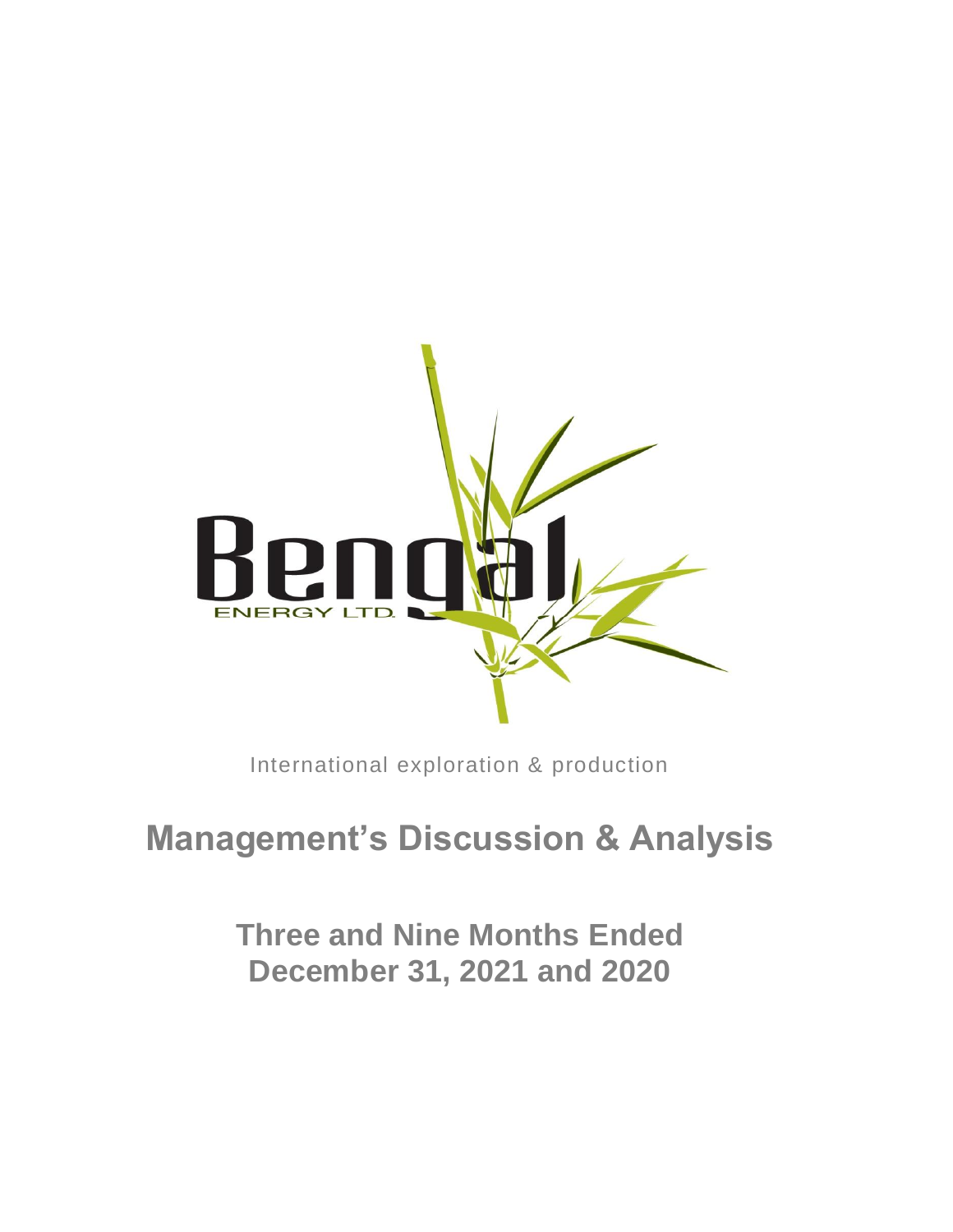Bengal ENERGY LTD.

International exploration & production

# Management's Discussion & Analysis

## Three and Nine Months Ended December 31, 2021 and 2020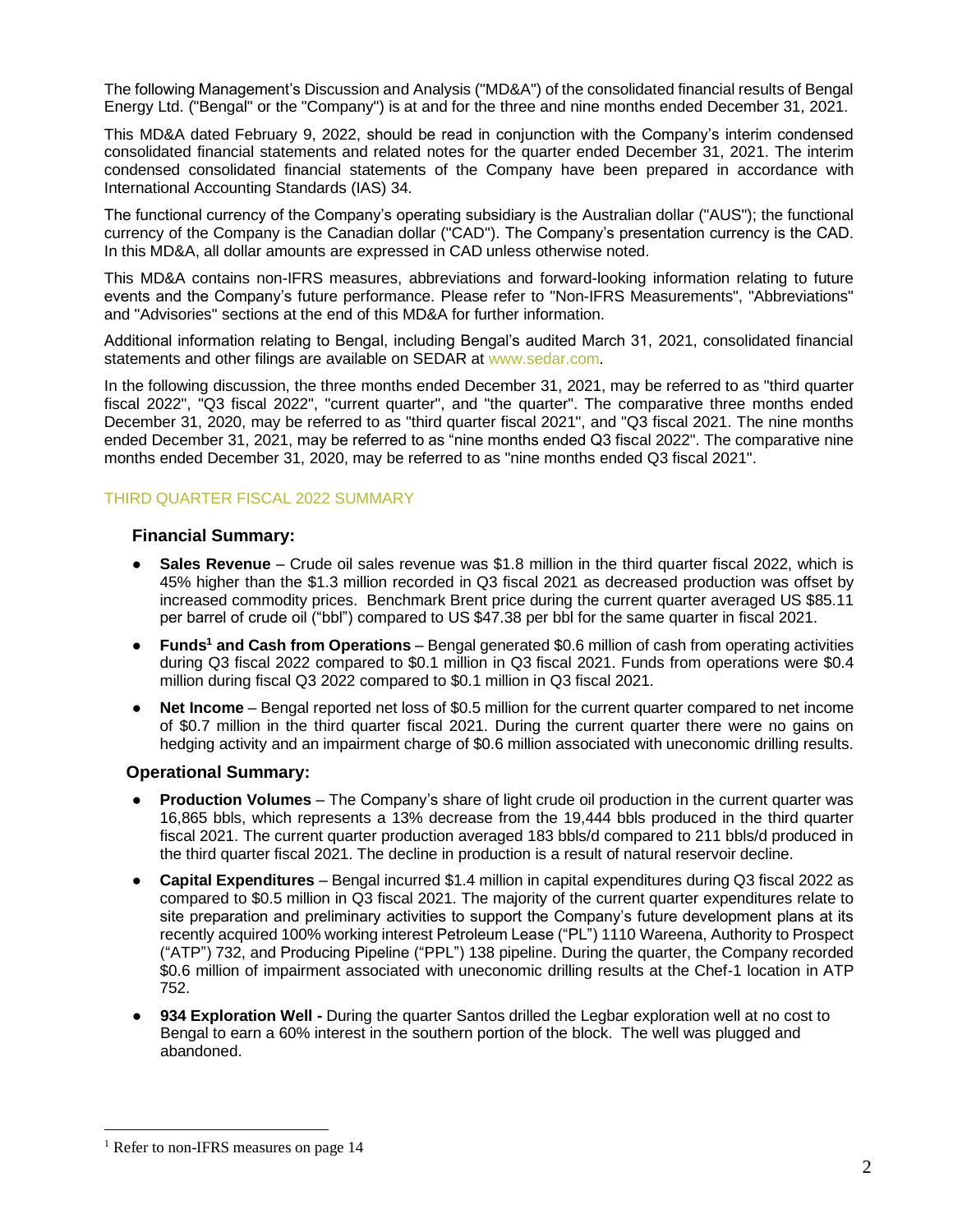The following Management's Discussion and Analysis ("MD&A") of the consolidated financial results of Bengal Energy Ltd. ("Bengal" or the "Company") is at and for the three and nine months ended December 31, 2021.

This MD&A dated February 9, 2022, should be read in conjunction with the Company's interim condensed consolidated financial statements and related notes for the quarter ended December 31, 2021. The interim condensed consolidated financial statements of the Company have been prepared in accordance with International Accounting Standards (IAS) 34.

The functional currency of the Company's operating subsidiary is the Australian dollar ("AUS"); the functional currency of the Company is the Canadian dollar ("CAD"). The Company's presentation currency is the CAD. In this MD&A, all dollar amounts are expressed in CAD unless otherwise noted.

This MD&A contains non-IFRS measures, abbreviations and forward-looking information relating to future events and the Company's future performance. Please refer to "Non-IFRS Measurements", "Abbreviations" and "Advisories" sections at the end of this MD&A for further information.

Additional information relating to Bengal, including Bengal's audited March 31, 2021, consolidated financial statements and other filings are available on SEDAR at www.sedar.com.

In the following discussion, the three months ended December 31, 2021, may be referred to as "third quarter fiscal 2022", "Q3 fiscal 2022", "current quarter", and "the quarter". The comparative three months ended December 31, 2020, may be referred to as "third quarter fiscal 2021", and "Q3 fiscal 2021. The nine months ended December 31, 2021, may be referred to as "nine months ended Q3 fiscal 2022". The comparative nine months ended December 31, 2020, may be referred to as "nine months ended Q3 fiscal 2021".

## THIRD QUARTER FISCAL 2022 SUMMARY

### Financial Summary:

- **Sales Revenue** – Crude oil sales revenue was $1.8 million in the third quarter fiscal 2022, which is 45% higher than the $1.3 million recorded in Q3 fiscal 2021 as decreased production was offset by increased commodity prices. Benchmark Brent price during the current quarter averaged US $85.11 per barrel of crude oil ("bbl") compared to US $47.38 per bbl for the same quarter in fiscal 2021.
- **Funds[1] and Cash from Operations** – Bengal generated $0.6 million of cash from operating activities during Q3 fiscal 2022 compared to $0.1 million in Q3 fiscal 2021. Funds from operations were $0.4 million during fiscal Q3 2022 compared to $0.1 million in Q3 fiscal 2021.
- **Net Income** – Bengal reported net loss of $0.5 million for the current quarter compared to net income of $0.7 million in the third quarter fiscal 2021. During the current quarter there were no gains on hedging activity and an impairment charge of $0.6 million associated with uneconomic drilling results.

### Operational Summary:

- **Production Volumes** – The Company's share of light crude oil production in the current quarter was 16,865 bbls, which represents a 13% decrease from the 19,444 bbls produced in the third quarter fiscal 2021. The current quarter production averaged 183 bbls/d compared to 211 bbls/d produced in the third quarter fiscal 2021. The decline in production is a result of natural reservoir decline.
- **Capital Expenditures** – Bengal incurred $1.4 million in capital expenditures during Q3 fiscal 2022 as compared to $0.5 million in Q3 fiscal 2021. The majority of the current quarter expenditures relate to site preparation and preliminary activities to support the Company's future development plans at its recently acquired 100% working interest Petroleum Lease ("PL") 1110 Wareena, Authority to Prospect ("ATP") 732, and Producing Pipeline ("PPL") 138 pipeline. During the quarter, the Company recorded $0.6 million of impairment associated with uneconomic drilling results at the Chef-1 location in ATP 752.
- **934 Exploration Well -** During the quarter Santos drilled the Legbar exploration well at no cost to Bengal to earn a 60% interest in the southern portion of the block. The well was plugged and abandoned.

[1] Refer to non-IFRS measures on page 14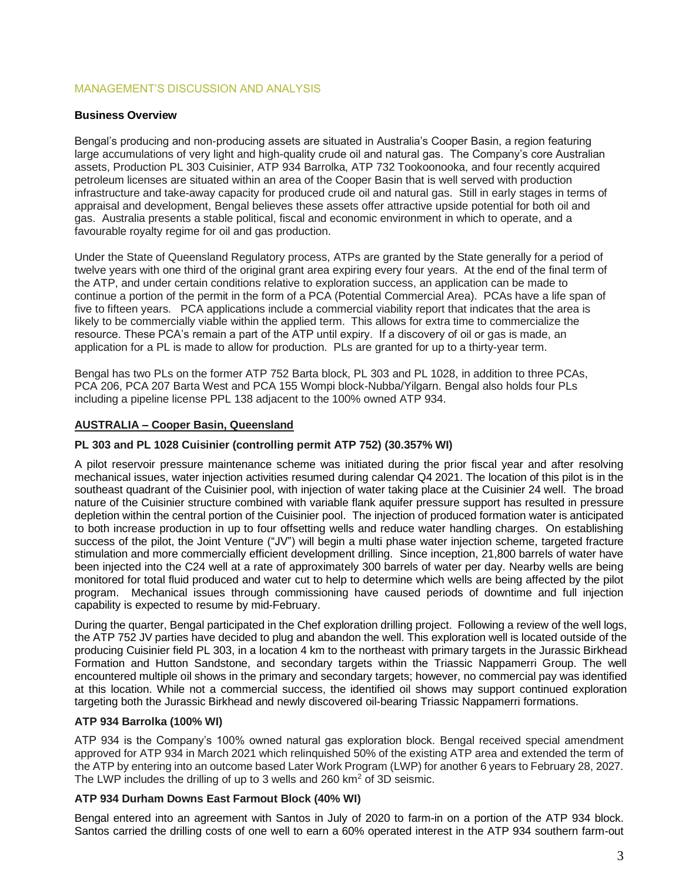## MANAGEMENT'S DISCUSSION AND ANALYSIS

**Business Overview**

Bengal's producing and non-producing assets are situated in Australia's Cooper Basin, a region featuring large accumulations of very light and high-quality crude oil and natural gas. The Company's core Australian assets, Production PL 303 Cuisinier, ATP 934 Barrolka, ATP 732 Tookoonooka, and four recently acquired petroleum licenses are situated within an area of the Cooper Basin that is well served with production infrastructure and take-away capacity for produced crude oil and natural gas. Still in early stages in terms of appraisal and development, Bengal believes these assets offer attractive upside potential for both oil and gas. Australia presents a stable political, fiscal and economic environment in which to operate, and a favourable royalty regime for oil and gas production.

Under the State of Queensland Regulatory process, ATPs are granted by the State generally for a period of twelve years with one third of the original grant area expiring every four years. At the end of the final term of the ATP, and under certain conditions relative to exploration success, an application can be made to continue a portion of the permit in the form of a PCA (Potential Commercial Area). PCAs have a life span of five to fifteen years. PCA applications include a commercial viability report that indicates that the area is likely to be commercially viable within the applied term. This allows for extra time to commercialize the resource. These PCA's remain a part of the ATP until expiry. If a discovery of oil or gas is made, an application for a PL is made to allow for production. PLs are granted for up to a thirty-year term.

Bengal has two PLs on the former ATP 752 Barta block, PL 303 and PL 1028, in addition to three PCAs, PCA 206, PCA 207 Barta West and PCA 155 Wompi block-Nubba/Yilgarn. Bengal also holds four PLs including a pipeline license PPL 138 adjacent to the 100% owned ATP 934.

### AUSTRALIA – Cooper Basin, Queensland

**PL 303 and PL 1028 Cuisinier (controlling permit ATP 752) (30.357% WI)**

A pilot reservoir pressure maintenance scheme was initiated during the prior fiscal year and after resolving mechanical issues, water injection activities resumed during calendar Q4 2021. The location of this pilot is in the southeast quadrant of the Cuisinier pool, with injection of water taking place at the Cuisinier 24 well. The broad nature of the Cuisinier structure combined with variable flank aquifer pressure support has resulted in pressure depletion within the central portion of the Cuisinier pool. The injection of produced formation water is anticipated to both increase production in up to four offsetting wells and reduce water handling charges. On establishing success of the pilot, the Joint Venture ("JV") will begin a multi phase water injection scheme, targeted fracture stimulation and more commercially efficient development drilling. Since inception, 21,800 barrels of water have been injected into the C24 well at a rate of approximately 300 barrels of water per day. Nearby wells are being monitored for total fluid produced and water cut to help to determine which wells are being affected by the pilot program. Mechanical issues through commissioning have caused periods of downtime and full injection capability is expected to resume by mid-February.

During the quarter, Bengal participated in the Chef exploration drilling project. Following a review of the well logs, the ATP 752 JV parties have decided to plug and abandon the well. This exploration well is located outside of the producing Cuisinier field PL 303, in a location 4 km to the northeast with primary targets in the Jurassic Birkhead Formation and Hutton Sandstone, and secondary targets within the Triassic Nappamerri Group. The well encountered multiple oil shows in the primary and secondary targets; however, no commercial pay was identified at this location. While not a commercial success, the identified oil shows may support continued exploration targeting both the Jurassic Birkhead and newly discovered oil-bearing Triassic Nappamerri formations.

**ATP 934 Barrolka (100% WI)**

ATP 934 is the Company's 100% owned natural gas exploration block. Bengal received special amendment approved for ATP 934 in March 2021 which relinquished 50% of the existing ATP area and extended the term of the ATP by entering into an outcome based Later Work Program (LWP) for another 6 years to February 28, 2027. The LWP includes the drilling of up to 3 wells and 260 km$^2$ of 3D seismic.

**ATP 934 Durham Downs East Farmout Block (40% WI)**

Bengal entered into an agreement with Santos in July of 2020 to farm-in on a portion of the ATP 934 block. Santos carried the drilling costs of one well to earn a 60% operated interest in the ATP 934 southern farm-out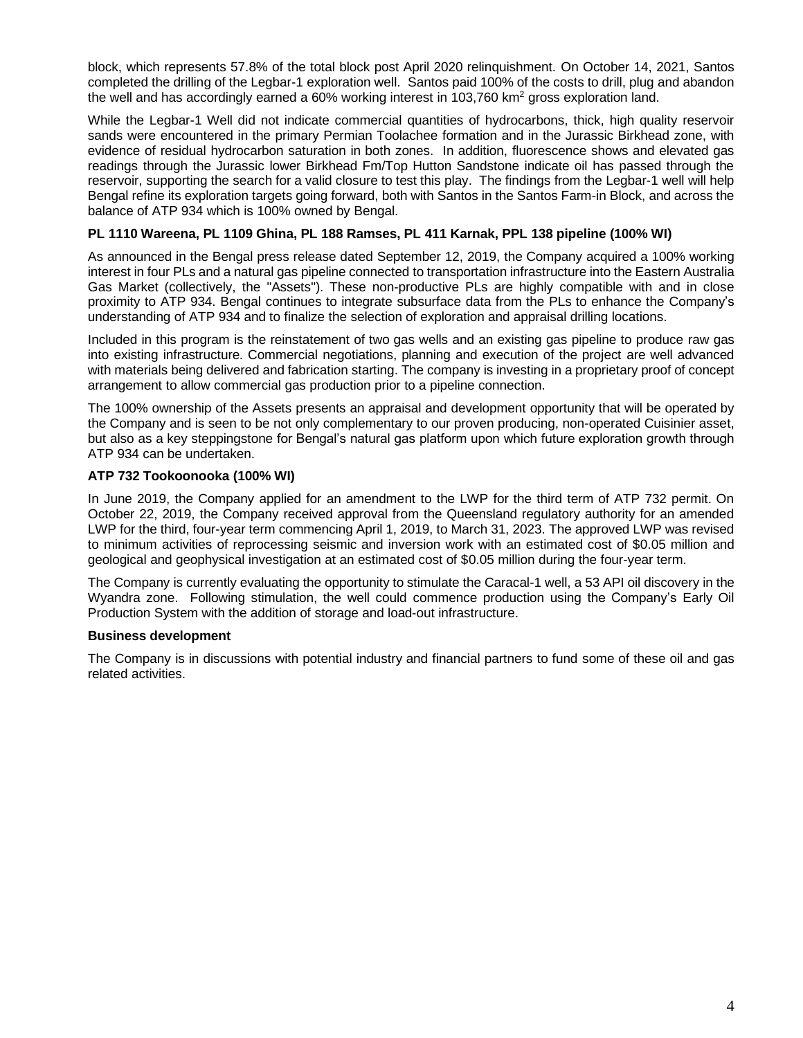block, which represents 57.8% of the total block post April 2020 relinquishment. On October 14, 2021, Santos completed the drilling of the Legbar-1 exploration well. Santos paid 100% of the costs to drill, plug and abandon the well and has accordingly earned a 60% working interest in 103,760 km$^2$ gross exploration land.

While the Legbar-1 Well did not indicate commercial quantities of hydrocarbons, thick, high quality reservoir sands were encountered in the primary Permian Toolachee formation and in the Jurassic Birkhead zone, with evidence of residual hydrocarbon saturation in both zones. In addition, fluorescence shows and elevated gas readings through the Jurassic lower Birkhead Fm/Top Hutton Sandstone indicate oil has passed through the reservoir, supporting the search for a valid closure to test this play. The findings from the Legbar-1 well will help Bengal refine its exploration targets going forward, both with Santos in the Santos Farm-in Block, and across the balance of ATP 934 which is 100% owned by Bengal.

**PL 1110 Wareena, PL 1109 Ghina, PL 188 Ramses, PL 411 Karnak, PPL 138 pipeline (100% WI)**

As announced in the Bengal press release dated September 12, 2019, the Company acquired a 100% working interest in four PLs and a natural gas pipeline connected to transportation infrastructure into the Eastern Australia Gas Market (collectively, the "Assets"). These non-productive PLs are highly compatible with and in close proximity to ATP 934. Bengal continues to integrate subsurface data from the PLs to enhance the Company's understanding of ATP 934 and to finalize the selection of exploration and appraisal drilling locations.

Included in this program is the reinstatement of two gas wells and an existing gas pipeline to produce raw gas into existing infrastructure. Commercial negotiations, planning and execution of the project are well advanced with materials being delivered and fabrication starting. The company is investing in a proprietary proof of concept arrangement to allow commercial gas production prior to a pipeline connection.

The 100% ownership of the Assets presents an appraisal and development opportunity that will be operated by the Company and is seen to be not only complementary to our proven producing, non-operated Cuisinier asset, but also as a key steppingstone for Bengal's natural gas platform upon which future exploration growth through ATP 934 can be undertaken.

**ATP 732 Tookoonooka (100% WI)**

In June 2019, the Company applied for an amendment to the LWP for the third term of ATP 732 permit. On October 22, 2019, the Company received approval from the Queensland regulatory authority for an amended LWP for the third, four-year term commencing April 1, 2019, to March 31, 2023. The approved LWP was revised to minimum activities of reprocessing seismic and inversion work with an estimated cost of $0.05 million and geological and geophysical investigation at an estimated cost of $0.05 million during the four-year term.

The Company is currently evaluating the opportunity to stimulate the Caracal-1 well, a 53 API oil discovery in the Wyandra zone. Following stimulation, the well could commence production using the Company's Early Oil Production System with the addition of storage and load-out infrastructure.

**Business development**

The Company is in discussions with potential industry and financial partners to fund some of these oil and gas related activities.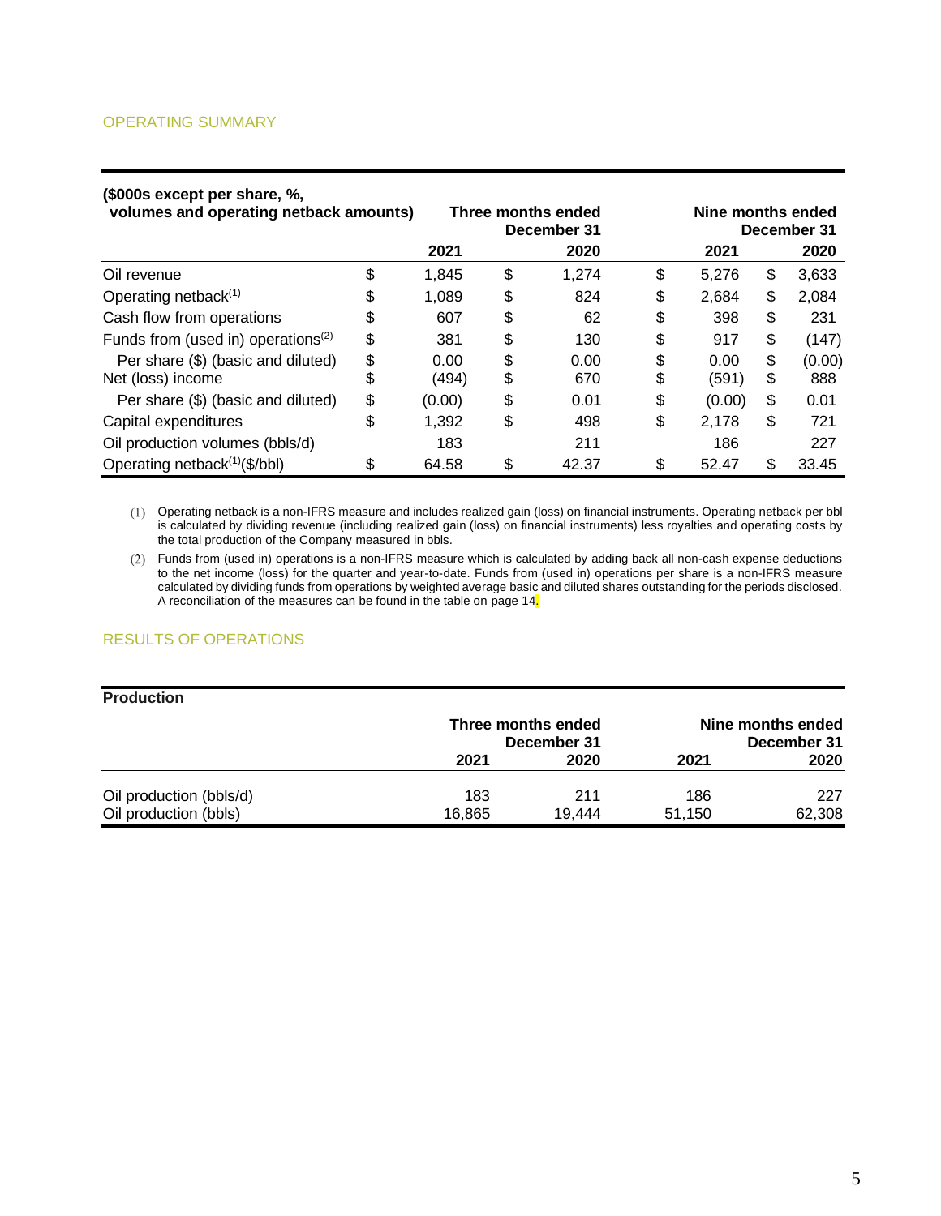## OPERATING SUMMARY

| ($000s except per share, %, volumes and operating netback amounts) | Three months ended December 31 | | Nine months ended December 31 | |
|---|---|---|---|---|
| | 2021 | 2020 | 2021 | 2020 |
| Oil revenue | $ 1,845 | $ 1,274 | $ 5,276 | $ 3,633 |
| Operating netback[(1)] | $ 1,089 | $ 824 | $ 2,684 | $ 2,084 |
| Cash flow from operations | $ 607 | $ 62 | $ 398 | $ 231 |
| Funds from (used in) operations[(2)] | $ 381 | $ 130 | $ 917 | $ (147) |
| Per share ($) (basic and diluted) | $ 0.00 | $ 0.00 | $ 0.00 | $ (0.00) |
| Net (loss) income | $ (494) | $ 670 | $ (591) | $ 888 |
| Per share ($) (basic and diluted) | $ (0.00) | $ 0.01 | $ (0.00) | $ 0.01 |
| Capital expenditures | $ 1,392 | $ 498 | $ 2,178 | $ 721 |
| Oil production volumes (bbls/d) | 183 | 211 | 186 | 227 |
| Operating netback[(1)]($/bbl) | $ 64.58 | $ 42.37 | $ 52.47 | $ 33.45 |

(1) Operating netback is a non-IFRS measure and includes realized gain (loss) on financial instruments. Operating netback per bbl is calculated by dividing revenue (including realized gain (loss) on financial instruments) less royalties and operating costs by the total production of the Company measured in bbls.

(2) Funds from (used in) operations is a non-IFRS measure which is calculated by adding back all non-cash expense deductions to the net income (loss) for the quarter and year-to-date. Funds from (used in) operations per share is a non-IFRS measure calculated by dividing funds from operations by weighted average basic and diluted shares outstanding for the periods disclosed. A reconciliation of the measures can be found in the table on page 14.

## RESULTS OF OPERATIONS

**Production**

| | Three months ended December 31 | | Nine months ended December 31 | |
|---|---|---|---|---|
| | 2021 | 2020 | 2021 | 2020 |
| Oil production (bbls/d) | 183 | 211 | 186 | 227 |
| Oil production (bbls) | 16,865 | 19,444 | 51,150 | 62,308 |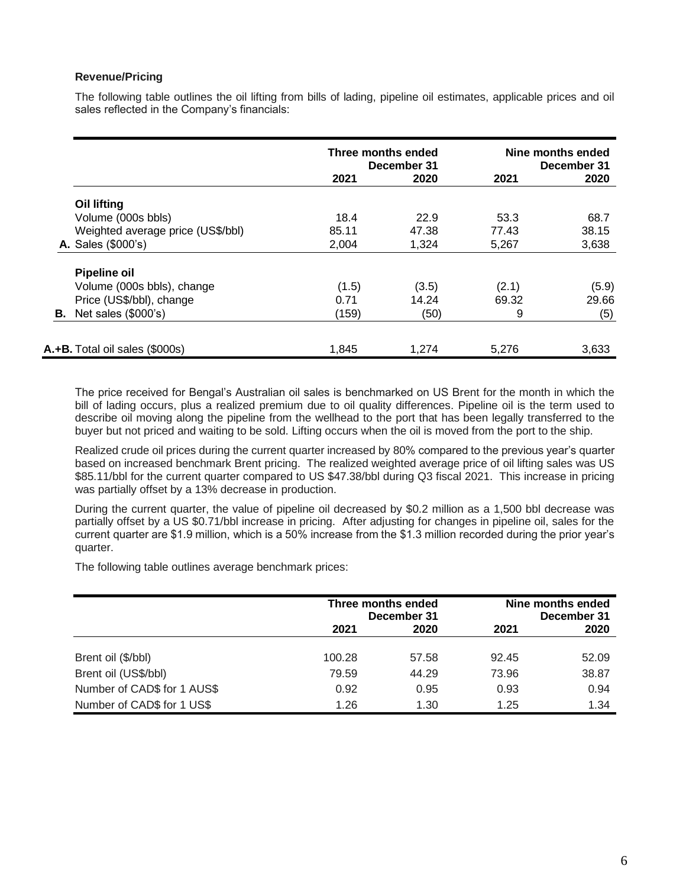**Revenue/Pricing**

The following table outlines the oil lifting from bills of lading, pipeline oil estimates, applicable prices and oil sales reflected in the Company's financials:

| | Three months ended December 31 | | Nine months ended December 31 | |
|---|---|---|---|---|
| | 2021 | 2020 | 2021 | 2020 |
| **Oil lifting** | | | | |
| Volume (000s bbls) | 18.4 | 22.9 | 53.3 | 68.7 |
| Weighted average price (US$/bbl) | 85.11 | 47.38 | 77.43 | 38.15 |
| **A.** Sales ($000's) | 2,004 | 1,324 | 5,267 | 3,638 |
| **Pipeline oil** | | | | |
| Volume (000s bbls), change | (1.5) | (3.5) | (2.1) | (5.9) |
| Price (US$/bbl), change | 0.71 | 14.24 | 69.32 | 29.66 |
| **B.** Net sales ($000's) | (159) | (50) | 9 | (5) |
| **A.+B.** Total oil sales ($000s) | 1,845 | 1,274 | 5,276 | 3,633 |

The price received for Bengal's Australian oil sales is benchmarked on US Brent for the month in which the bill of lading occurs, plus a realized premium due to oil quality differences. Pipeline oil is the term used to describe oil moving along the pipeline from the wellhead to the port that has been legally transferred to the buyer but not priced and waiting to be sold. Lifting occurs when the oil is moved from the port to the ship.

Realized crude oil prices during the current quarter increased by 80% compared to the previous year's quarter based on increased benchmark Brent pricing. The realized weighted average price of oil lifting sales was US $85.11/bbl for the current quarter compared to US $47.38/bbl during Q3 fiscal 2021. This increase in pricing was partially offset by a 13% decrease in production.

During the current quarter, the value of pipeline oil decreased by $0.2 million as a 1,500 bbl decrease was partially offset by a US $0.71/bbl increase in pricing. After adjusting for changes in pipeline oil, sales for the current quarter are $1.9 million, which is a 50% increase from the $1.3 million recorded during the prior year's quarter.

The following table outlines average benchmark prices:

| | Three months ended December 31 | | Nine months ended December 31 | |
|---|---|---|---|---|
| | 2021 | 2020 | 2021 | 2020 |
| Brent oil ($/bbl) | 100.28 | 57.58 | 92.45 | 52.09 |
| Brent oil (US$/bbl) | 79.59 | 44.29 | 73.96 | 38.87 |
| Number of CAD$ for 1 AUS$ | 0.92 | 0.95 | 0.93 | 0.94 |
| Number of CAD$ for 1 US$ | 1.26 | 1.30 | 1.25 | 1.34 |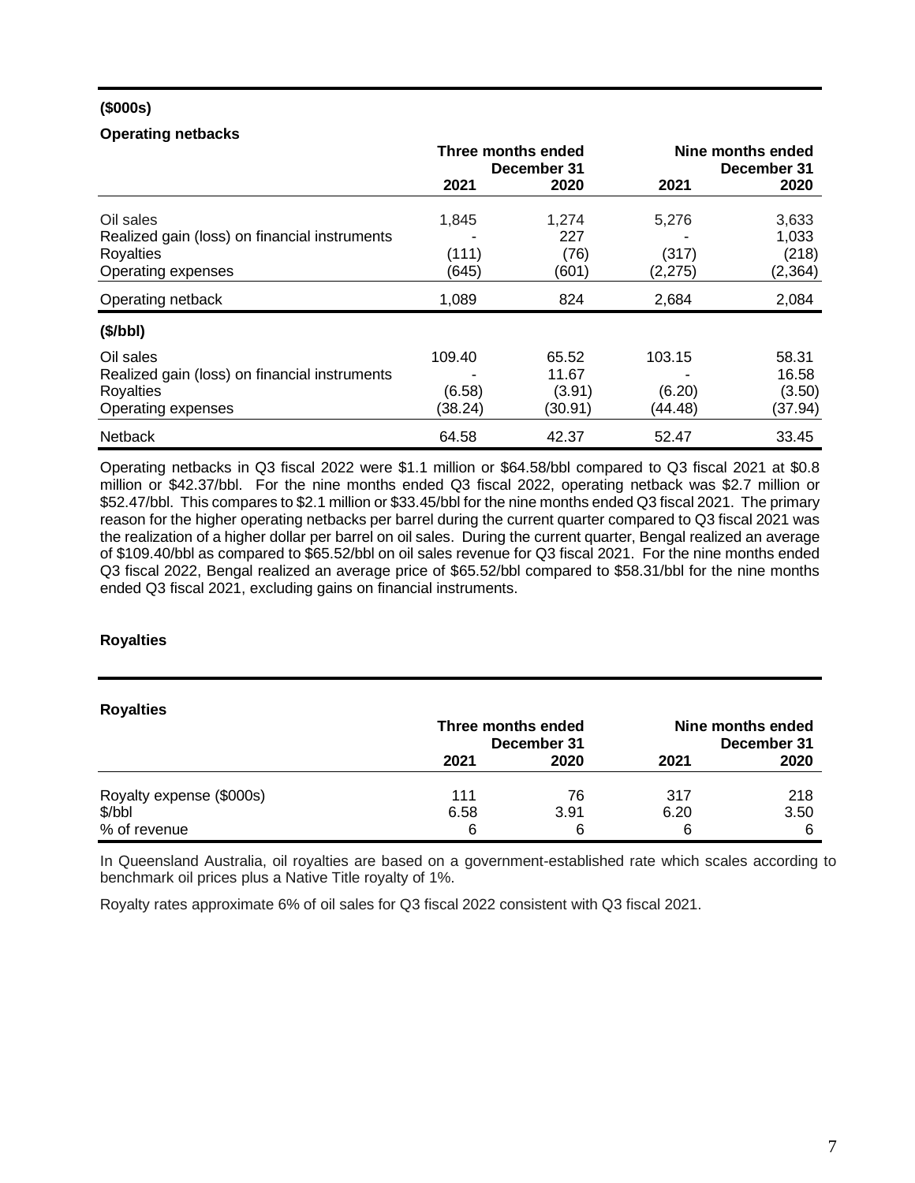**($000s)**

**Operating netbacks**

| | Three months ended December 31 | | Nine months ended December 31 | |
|---|---|---|---|---|
| | **2021** | **2020** | **2021** | **2020** |
| Oil sales | 1,845 | 1,274 | 5,276 | 3,633 |
| Realized gain (loss) on financial instruments | - | 227 | - | 1,033 |
| Royalties | (111) | (76) | (317) | (218) |
| Operating expenses | (645) | (601) | (2,275) | (2,364) |
| Operating netback | 1,089 | 824 | 2,684 | 2,084 |
| **($/bbl)** | | | | |
| Oil sales | 109.40 | 65.52 | 103.15 | 58.31 |
| Realized gain (loss) on financial instruments | - | 11.67 | - | 16.58 |
| Royalties | (6.58) | (3.91) | (6.20) | (3.50) |
| Operating expenses | (38.24) | (30.91) | (44.48) | (37.94) |
| Netback | 64.58 | 42.37 | 52.47 | 33.45 |

Operating netbacks in Q3 fiscal 2022 were $1.1 million or $64.58/bbl compared to Q3 fiscal 2021 at $0.8 million or $42.37/bbl. For the nine months ended Q3 fiscal 2022, operating netback was $2.7 million or $52.47/bbl. This compares to $2.1 million or $33.45/bbl for the nine months ended Q3 fiscal 2021. The primary reason for the higher operating netbacks per barrel during the current quarter compared to Q3 fiscal 2021 was the realization of a higher dollar per barrel on oil sales. During the current quarter, Bengal realized an average of $109.40/bbl as compared to $65.52/bbl on oil sales revenue for Q3 fiscal 2021. For the nine months ended Q3 fiscal 2022, Bengal realized an average price of $65.52/bbl compared to $58.31/bbl for the nine months ended Q3 fiscal 2021, excluding gains on financial instruments.

## Royalties

**Royalties**

| | Three months ended December 31 | | Nine months ended December 31 | |
|---|---|---|---|---|
| | **2021** | **2020** | **2021** | **2020** |
| Royalty expense ($000s) | 111 | 76 | 317 | 218 |
| $/bbl | 6.58 | 3.91 | 6.20 | 3.50 |
| % of revenue | 6 | 6 | 6 | 6 |

In Queensland Australia, oil royalties are based on a government-established rate which scales according to benchmark oil prices plus a Native Title royalty of 1%.

Royalty rates approximate 6% of oil sales for Q3 fiscal 2022 consistent with Q3 fiscal 2021.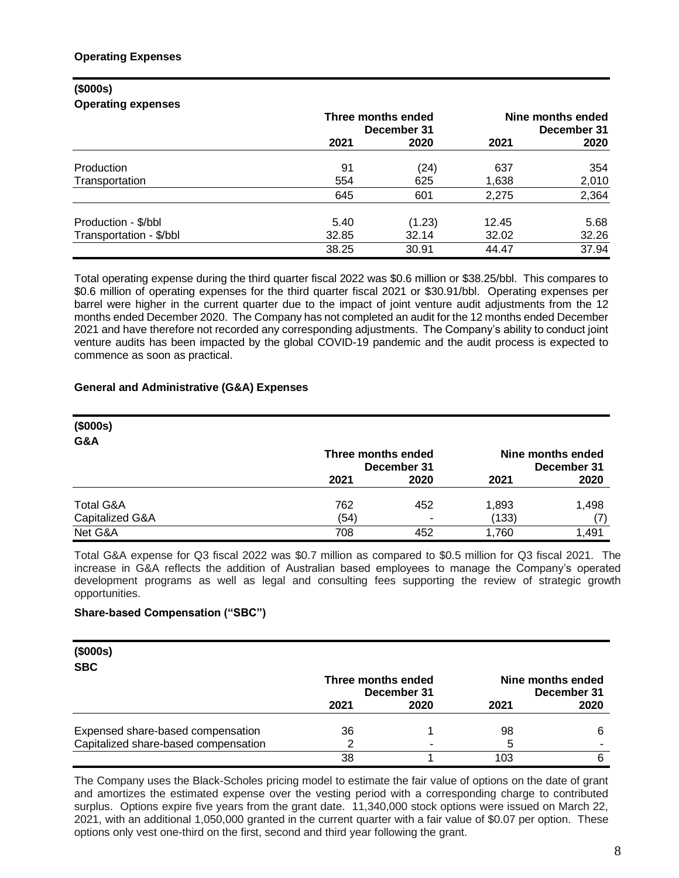### Operating Expenses

| ($000s) Operating expenses | Three months ended December 31 | | Nine months ended December 31 | |
|---|---|---|---|---|
| | 2021 | 2020 | 2021 | 2020 |
| Production | 91 | (24) | 637 | 354 |
| Transportation | 554 | 625 | 1,638 | 2,010 |
| | 645 | 601 | 2,275 | 2,364 |
| Production - $/bbl | 5.40 | (1.23) | 12.45 | 5.68 |
| Transportation - $/bbl | 32.85 | 32.14 | 32.02 | 32.26 |
| | 38.25 | 30.91 | 44.47 | 37.94 |

Total operating expense during the third quarter fiscal 2022 was $0.6 million or $38.25/bbl. This compares to $0.6 million of operating expenses for the third quarter fiscal 2021 or $30.91/bbl. Operating expenses per barrel were higher in the current quarter due to the impact of joint venture audit adjustments from the 12 months ended December 2020. The Company has not completed an audit for the 12 months ended December 2021 and have therefore not recorded any corresponding adjustments. The Company's ability to conduct joint venture audits has been impacted by the global COVID-19 pandemic and the audit process is expected to commence as soon as practical.

### General and Administrative (G&A) Expenses

| ($000s) G&A | Three months ended December 31 | | Nine months ended December 31 | |
|---|---|---|---|---|
| | 2021 | 2020 | 2021 | 2020 |
| Total G&A | 762 | 452 | 1,893 | 1,498 |
| Capitalized G&A | (54) | - | (133) | (7) |
| Net G&A | 708 | 452 | 1,760 | 1,491 |

Total G&A expense for Q3 fiscal 2022 was $0.7 million as compared to $0.5 million for Q3 fiscal 2021. The increase in G&A reflects the addition of Australian based employees to manage the Company's operated development programs as well as legal and consulting fees supporting the review of strategic growth opportunities.

### Share-based Compensation ("SBC")

| ($000s) SBC | Three months ended December 31 | | Nine months ended December 31 | |
|---|---|---|---|---|
| | 2021 | 2020 | 2021 | 2020 |
| Expensed share-based compensation | 36 | 1 | 98 | 6 |
| Capitalized share-based compensation | 2 | - | 5 | - |
| | 38 | 1 | 103 | 6 |

The Company uses the Black-Scholes pricing model to estimate the fair value of options on the date of grant and amortizes the estimated expense over the vesting period with a corresponding charge to contributed surplus. Options expire five years from the grant date. 11,340,000 stock options were issued on March 22, 2021, with an additional 1,050,000 granted in the current quarter with a fair value of $0.07 per option. These options only vest one-third on the first, second and third year following the grant.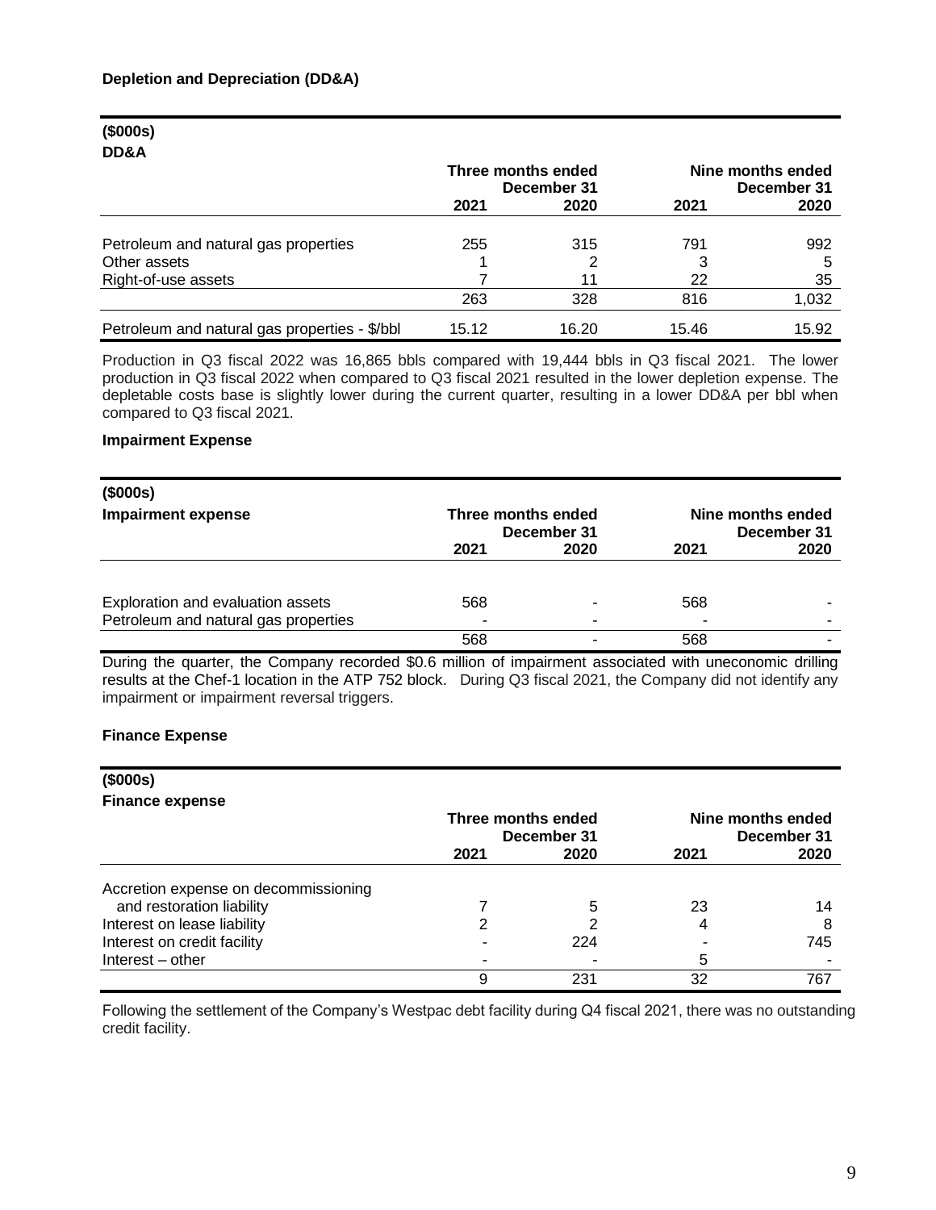### Depletion and Depreciation (DD&A)

| ($000s) DD&A | Three months ended December 31 | | Nine months ended December 31 | |
|---|---|---|---|---|
| | 2021 | 2020 | 2021 | 2020 |
| Petroleum and natural gas properties | 255 | 315 | 791 | 992 |
| Other assets | 1 | 2 | 3 | 5 |
| Right-of-use assets | 7 | 11 | 22 | 35 |
| | 263 | 328 | 816 | 1,032 |
| Petroleum and natural gas properties - $/bbl | 15.12 | 16.20 | 15.46 | 15.92 |

Production in Q3 fiscal 2022 was 16,865 bbls compared with 19,444 bbls in Q3 fiscal 2021. The lower production in Q3 fiscal 2022 when compared to Q3 fiscal 2021 resulted in the lower depletion expense. The depletable costs base is slightly lower during the current quarter, resulting in a lower DD&A per bbl when compared to Q3 fiscal 2021.

### Impairment Expense

| ($000s) Impairment expense | Three months ended December 31 | | Nine months ended December 31 | |
|---|---|---|---|---|
| | 2021 | 2020 | 2021 | 2020 |
| Exploration and evaluation assets | 568 | - | 568 | - |
| Petroleum and natural gas properties | - | - | - | - |
| | 568 | - | 568 | - |

During the quarter, the Company recorded $0.6 million of impairment associated with uneconomic drilling results at the Chef-1 location in the ATP 752 block. During Q3 fiscal 2021, the Company did not identify any impairment or impairment reversal triggers.

### Finance Expense

| ($000s) Finance expense | Three months ended December 31 | | Nine months ended December 31 | |
|---|---|---|---|---|
| | 2021 | 2020 | 2021 | 2020 |
| Accretion expense on decommissioning and restoration liability | 7 | 5 | 23 | 14 |
| Interest on lease liability | 2 | 2 | 4 | 8 |
| Interest on credit facility | - | 224 | - | 745 |
| Interest – other | - | - | 5 | - |
| | 9 | 231 | 32 | 767 |

Following the settlement of the Company's Westpac debt facility during Q4 fiscal 2021, there was no outstanding credit facility.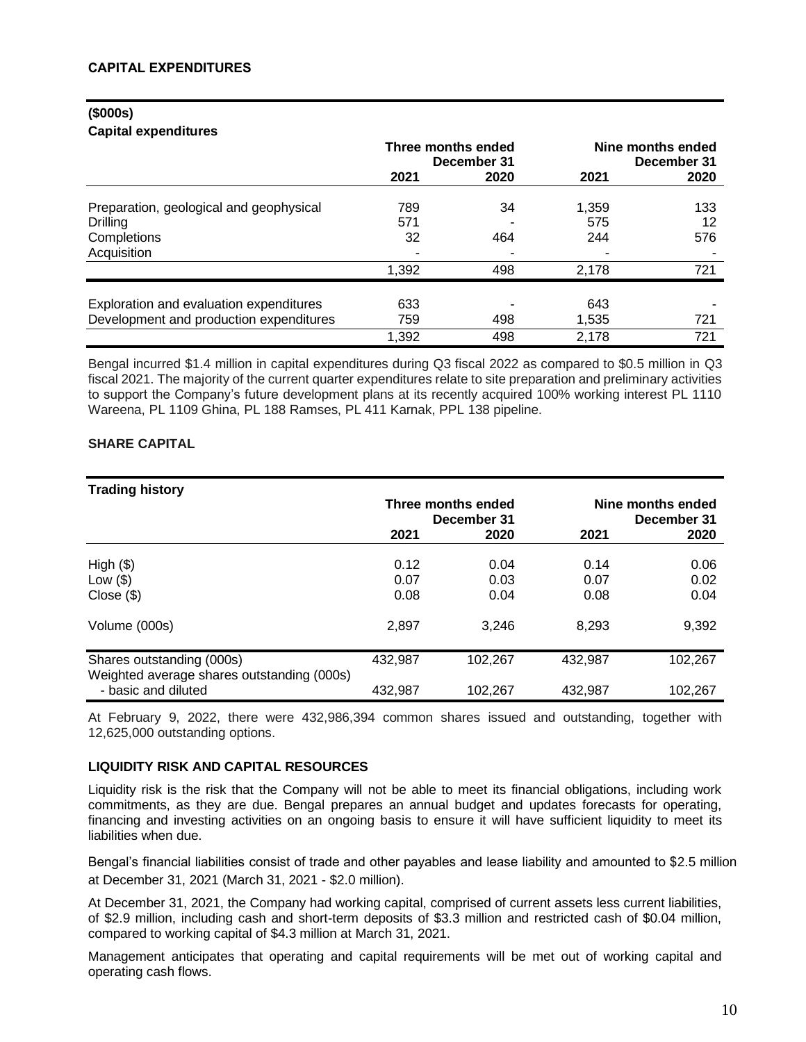## CAPITAL EXPENDITURES

| ($000s) Capital expenditures | Three months ended December 31 | | Nine months ended December 31 | |
|---|---|---|---|---|
| | 2021 | 2020 | 2021 | 2020 |
| Preparation, geological and geophysical | 789 | 34 | 1,359 | 133 |
| Drilling | 571 | - | 575 | 12 |
| Completions | 32 | 464 | 244 | 576 |
| Acquisition | - | - | - | - |
| | 1,392 | 498 | 2,178 | 721 |
| Exploration and evaluation expenditures | 633 | - | 643 | - |
| Development and production expenditures | 759 | 498 | 1,535 | 721 |
| | 1,392 | 498 | 2,178 | 721 |

Bengal incurred $1.4 million in capital expenditures during Q3 fiscal 2022 as compared to $0.5 million in Q3 fiscal 2021. The majority of the current quarter expenditures relate to site preparation and preliminary activities to support the Company's future development plans at its recently acquired 100% working interest PL 1110 Wareena, PL 1109 Ghina, PL 188 Ramses, PL 411 Karnak, PPL 138 pipeline.

## SHARE CAPITAL

| Trading history | Three months ended December 31 | | Nine months ended December 31 | |
|---|---|---|---|---|
| | 2021 | 2020 | 2021 | 2020 |
| High ($) | 0.12 | 0.04 | 0.14 | 0.06 |
| Low ($) | 0.07 | 0.03 | 0.07 | 0.02 |
| Close ($) | 0.08 | 0.04 | 0.08 | 0.04 |
| Volume (000s) | 2,897 | 3,246 | 8,293 | 9,392 |
| Shares outstanding (000s) | 432,987 | 102,267 | 432,987 | 102,267 |
| Weighted average shares outstanding (000s) - basic and diluted | 432,987 | 102,267 | 432,987 | 102,267 |

At February 9, 2022, there were 432,986,394 common shares issued and outstanding, together with 12,625,000 outstanding options.

## LIQUIDITY RISK AND CAPITAL RESOURCES

Liquidity risk is the risk that the Company will not be able to meet its financial obligations, including work commitments, as they are due. Bengal prepares an annual budget and updates forecasts for operating, financing and investing activities on an ongoing basis to ensure it will have sufficient liquidity to meet its liabilities when due.

Bengal's financial liabilities consist of trade and other payables and lease liability and amounted to $2.5 million at December 31, 2021 (March 31, 2021 - $2.0 million).

At December 31, 2021, the Company had working capital, comprised of current assets less current liabilities, of $2.9 million, including cash and short-term deposits of $3.3 million and restricted cash of $0.04 million, compared to working capital of $4.3 million at March 31, 2021.

Management anticipates that operating and capital requirements will be met out of working capital and operating cash flows.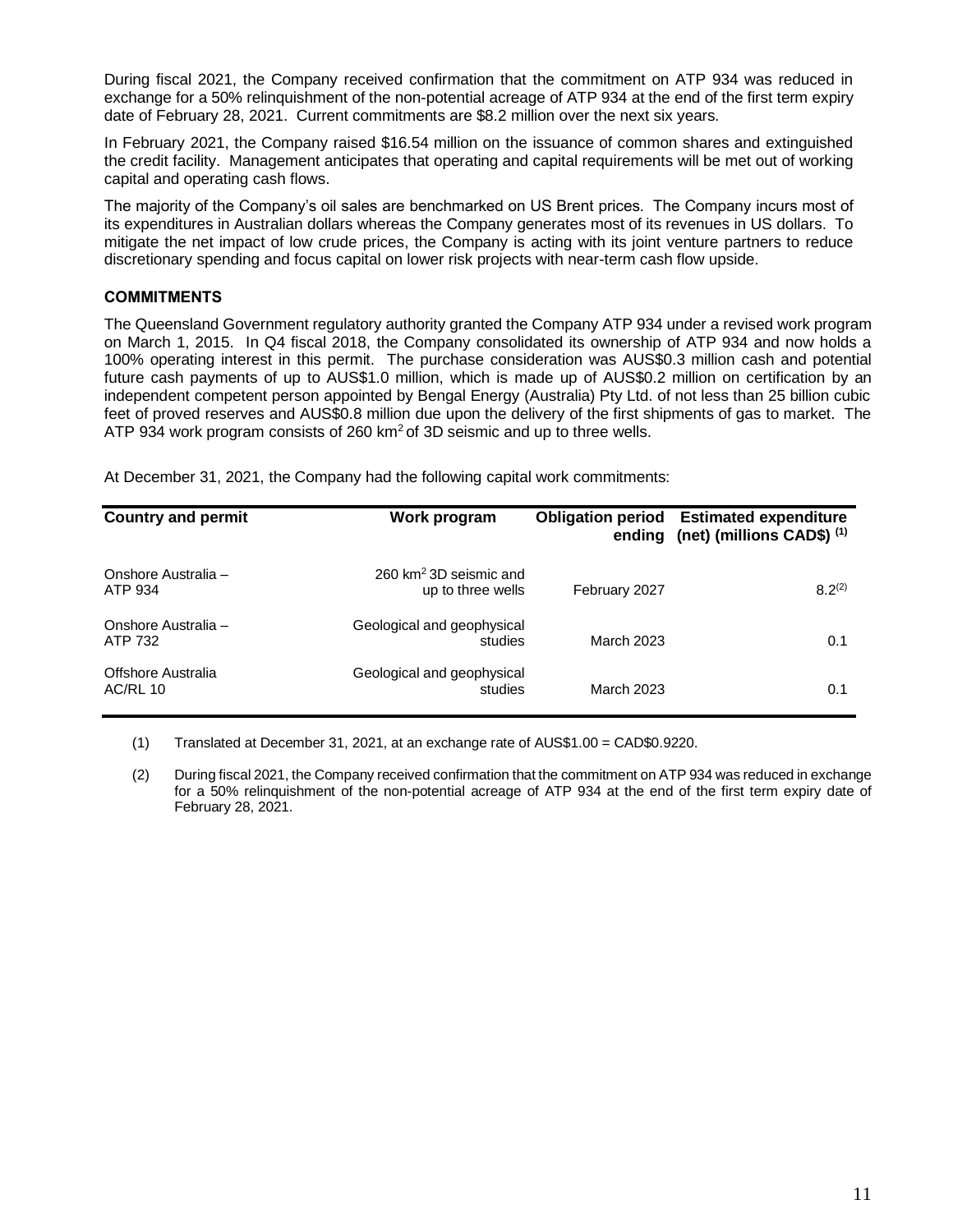During fiscal 2021, the Company received confirmation that the commitment on ATP 934 was reduced in exchange for a 50% relinquishment of the non-potential acreage of ATP 934 at the end of the first term expiry date of February 28, 2021. Current commitments are $8.2 million over the next six years.

In February 2021, the Company raised $16.54 million on the issuance of common shares and extinguished the credit facility. Management anticipates that operating and capital requirements will be met out of working capital and operating cash flows.

The majority of the Company's oil sales are benchmarked on US Brent prices. The Company incurs most of its expenditures in Australian dollars whereas the Company generates most of its revenues in US dollars. To mitigate the net impact of low crude prices, the Company is acting with its joint venture partners to reduce discretionary spending and focus capital on lower risk projects with near-term cash flow upside.

## COMMITMENTS

The Queensland Government regulatory authority granted the Company ATP 934 under a revised work program on March 1, 2015. In Q4 fiscal 2018, the Company consolidated its ownership of ATP 934 and now holds a 100% operating interest in this permit. The purchase consideration was AUS$0.3 million cash and potential future cash payments of up to AUS$1.0 million, which is made up of AUS$0.2 million on certification by an independent competent person appointed by Bengal Energy (Australia) Pty Ltd. of not less than 25 billion cubic feet of proved reserves and AUS$0.8 million due upon the delivery of the first shipments of gas to market. The ATP 934 work program consists of 260 km$^2$ of 3D seismic and up to three wells.

At December 31, 2021, the Company had the following capital work commitments:

| Country and permit | Work program | Obligation period ending | Estimated expenditure (net) (millions CAD$) [1] |
|---|---|---|---|
| Onshore Australia – ATP 934 | 260 km$^2$ 3D seismic and up to three wells | February 2027 | 8.2[2] |
| Onshore Australia – ATP 732 | Geological and geophysical studies | March 2023 | 0.1 |
| Offshore Australia AC/RL 10 | Geological and geophysical studies | March 2023 | 0.1 |

(1) Translated at December 31, 2021, at an exchange rate of AUS$1.00 = CAD$0.9220.

(2) During fiscal 2021, the Company received confirmation that the commitment on ATP 934 was reduced in exchange for a 50% relinquishment of the non-potential acreage of ATP 934 at the end of the first term expiry date of February 28, 2021.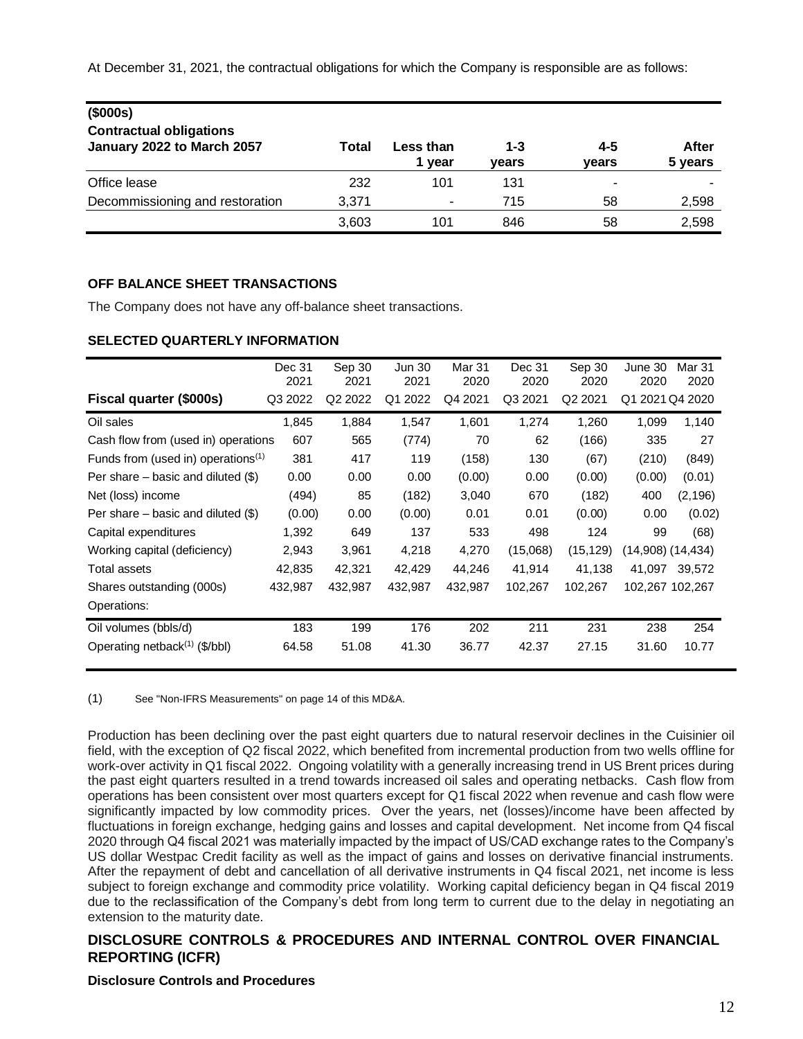At December 31, 2021, the contractual obligations for which the Company is responsible are as follows:

| ($000s) Contractual obligations January 2022 to March 2057 | Total | Less than 1 year | 1-3 years | 4-5 years | After 5 years |
|---|---|---|---|---|---|
| Office lease | 232 | 101 | 131 | - | - |
| Decommissioning and restoration | 3,371 | - | 715 | 58 | 2,598 |
| | 3,603 | 101 | 846 | 58 | 2,598 |

**OFF BALANCE SHEET TRANSACTIONS**

The Company does not have any off-balance sheet transactions.

**SELECTED QUARTERLY INFORMATION**

| | Dec 31 2021 | Sep 30 2021 | Jun 30 2021 | Mar 31 2020 | Dec 31 2020 | Sep 30 2020 | June 30 2020 | Mar 31 2020 |
|---|---|---|---|---|---|---|---|---|
| **Fiscal quarter ($000s)** | Q3 2022 | Q2 2022 | Q1 2022 | Q4 2021 | Q3 2021 | Q2 2021 | Q1 2021 | Q4 2020 |
| Oil sales | 1,845 | 1,884 | 1,547 | 1,601 | 1,274 | 1,260 | 1,099 | 1,140 |
| Cash flow from (used in) operations | 607 | 565 | (774) | 70 | 62 | (166) | 335 | 27 |
| Funds from (used in) operations[(1)] | 381 | 417 | 119 | (158) | 130 | (67) | (210) | (849) |
| Per share – basic and diluted ($) | 0.00 | 0.00 | 0.00 | (0.00) | 0.00 | (0.00) | (0.00) | (0.01) |
| Net (loss) income | (494) | 85 | (182) | 3,040 | 670 | (182) | 400 | (2,196) |
| Per share – basic and diluted ($) | (0.00) | 0.00 | (0.00) | 0.01 | 0.01 | (0.00) | 0.00 | (0.02) |
| Capital expenditures | 1,392 | 649 | 137 | 533 | 498 | 124 | 99 | (68) |
| Working capital (deficiency) | 2,943 | 3,961 | 4,218 | 4,270 | (15,068) | (15,129) | (14,908) | (14,434) |
| Total assets | 42,835 | 42,321 | 42,429 | 44,246 | 41,914 | 41,138 | 41,097 | 39,572 |
| Shares outstanding (000s) | 432,987 | 432,987 | 432,987 | 432,987 | 102,267 | 102,267 | 102,267 | 102,267 |
| Operations: | | | | | | | | |
| Oil volumes (bbls/d) | 183 | 199 | 176 | 202 | 211 | 231 | 238 | 254 |
| Operating netback[(1)] ($/bbl) | 64.58 | 51.08 | 41.30 | 36.77 | 42.37 | 27.15 | 31.60 | 10.77 |

(1) See "Non-IFRS Measurements" on page 14 of this MD&A.

Production has been declining over the past eight quarters due to natural reservoir declines in the Cuisinier oil field, with the exception of Q2 fiscal 2022, which benefited from incremental production from two wells offline for work-over activity in Q1 fiscal 2022. Ongoing volatility with a generally increasing trend in US Brent prices during the past eight quarters resulted in a trend towards increased oil sales and operating netbacks. Cash flow from operations has been consistent over most quarters except for Q1 fiscal 2022 when revenue and cash flow were significantly impacted by low commodity prices. Over the years, net (losses)/income have been affected by fluctuations in foreign exchange, hedging gains and losses and capital development. Net income from Q4 fiscal 2020 through Q4 fiscal 2021 was materially impacted by the impact of US/CAD exchange rates to the Company's US dollar Westpac Credit facility as well as the impact of gains and losses on derivative financial instruments. After the repayment of debt and cancellation of all derivative instruments in Q4 fiscal 2021, net income is less subject to foreign exchange and commodity price volatility. Working capital deficiency began in Q4 fiscal 2019 due to the reclassification of the Company's debt from long term to current due to the delay in negotiating an extension to the maturity date.

## DISCLOSURE CONTROLS & PROCEDURES AND INTERNAL CONTROL OVER FINANCIAL REPORTING (ICFR)

**Disclosure Controls and Procedures**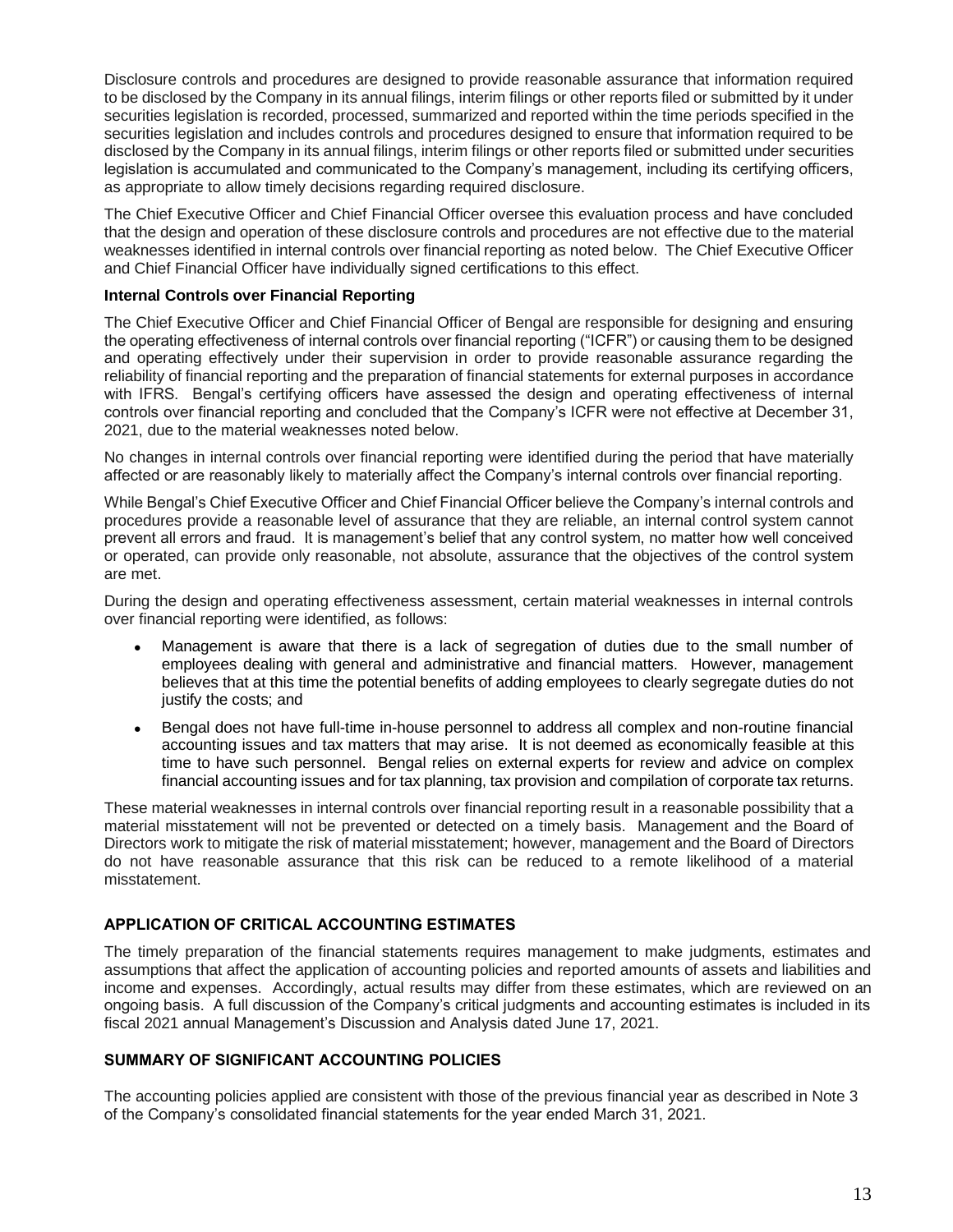Disclosure controls and procedures are designed to provide reasonable assurance that information required to be disclosed by the Company in its annual filings, interim filings or other reports filed or submitted by it under securities legislation is recorded, processed, summarized and reported within the time periods specified in the securities legislation and includes controls and procedures designed to ensure that information required to be disclosed by the Company in its annual filings, interim filings or other reports filed or submitted under securities legislation is accumulated and communicated to the Company's management, including its certifying officers, as appropriate to allow timely decisions regarding required disclosure.

The Chief Executive Officer and Chief Financial Officer oversee this evaluation process and have concluded that the design and operation of these disclosure controls and procedures are not effective due to the material weaknesses identified in internal controls over financial reporting as noted below. The Chief Executive Officer and Chief Financial Officer have individually signed certifications to this effect.

**Internal Controls over Financial Reporting**

The Chief Executive Officer and Chief Financial Officer of Bengal are responsible for designing and ensuring the operating effectiveness of internal controls over financial reporting ("ICFR") or causing them to be designed and operating effectively under their supervision in order to provide reasonable assurance regarding the reliability of financial reporting and the preparation of financial statements for external purposes in accordance with IFRS. Bengal's certifying officers have assessed the design and operating effectiveness of internal controls over financial reporting and concluded that the Company's ICFR were not effective at December 31, 2021, due to the material weaknesses noted below.

No changes in internal controls over financial reporting were identified during the period that have materially affected or are reasonably likely to materially affect the Company's internal controls over financial reporting.

While Bengal's Chief Executive Officer and Chief Financial Officer believe the Company's internal controls and procedures provide a reasonable level of assurance that they are reliable, an internal control system cannot prevent all errors and fraud. It is management's belief that any control system, no matter how well conceived or operated, can provide only reasonable, not absolute, assurance that the objectives of the control system are met.

During the design and operating effectiveness assessment, certain material weaknesses in internal controls over financial reporting were identified, as follows:

- Management is aware that there is a lack of segregation of duties due to the small number of employees dealing with general and administrative and financial matters. However, management believes that at this time the potential benefits of adding employees to clearly segregate duties do not justify the costs; and
- Bengal does not have full-time in-house personnel to address all complex and non-routine financial accounting issues and tax matters that may arise. It is not deemed as economically feasible at this time to have such personnel. Bengal relies on external experts for review and advice on complex financial accounting issues and for tax planning, tax provision and compilation of corporate tax returns.

These material weaknesses in internal controls over financial reporting result in a reasonable possibility that a material misstatement will not be prevented or detected on a timely basis. Management and the Board of Directors work to mitigate the risk of material misstatement; however, management and the Board of Directors do not have reasonable assurance that this risk can be reduced to a remote likelihood of a material misstatement.

## APPLICATION OF CRITICAL ACCOUNTING ESTIMATES

The timely preparation of the financial statements requires management to make judgments, estimates and assumptions that affect the application of accounting policies and reported amounts of assets and liabilities and income and expenses. Accordingly, actual results may differ from these estimates, which are reviewed on an ongoing basis. A full discussion of the Company's critical judgments and accounting estimates is included in its fiscal 2021 annual Management's Discussion and Analysis dated June 17, 2021.

## SUMMARY OF SIGNIFICANT ACCOUNTING POLICIES

The accounting policies applied are consistent with those of the previous financial year as described in Note 3 of the Company's consolidated financial statements for the year ended March 31, 2021.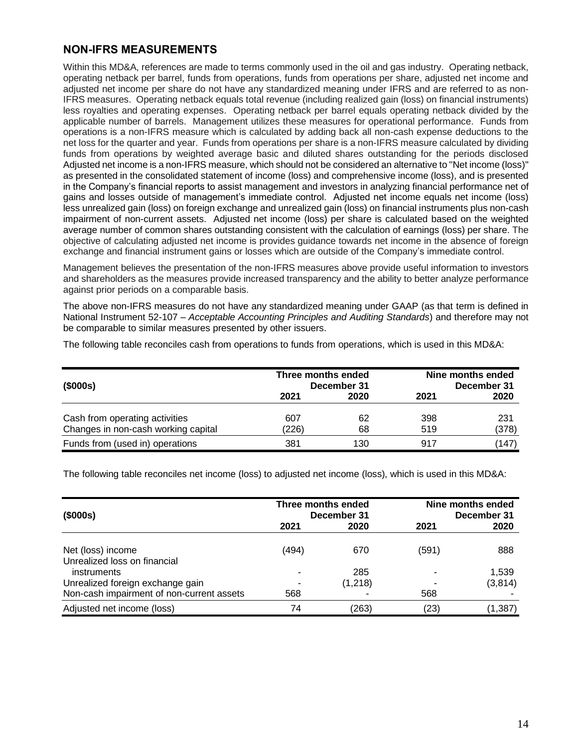## NON-IFRS MEASUREMENTS

Within this MD&A, references are made to terms commonly used in the oil and gas industry. Operating netback, operating netback per barrel, funds from operations, funds from operations per share, adjusted net income and adjusted net income per share do not have any standardized meaning under IFRS and are referred to as non-IFRS measures. Operating netback equals total revenue (including realized gain (loss) on financial instruments) less royalties and operating expenses. Operating netback per barrel equals operating netback divided by the applicable number of barrels. Management utilizes these measures for operational performance. Funds from operations is a non-IFRS measure which is calculated by adding back all non-cash expense deductions to the net loss for the quarter and year. Funds from operations per share is a non-IFRS measure calculated by dividing funds from operations by weighted average basic and diluted shares outstanding for the periods disclosed Adjusted net income is a non-IFRS measure, which should not be considered an alternative to "Net income (loss)" as presented in the consolidated statement of income (loss) and comprehensive income (loss), and is presented in the Company's financial reports to assist management and investors in analyzing financial performance net of gains and losses outside of management's immediate control. Adjusted net income equals net income (loss) less unrealized gain (loss) on foreign exchange and unrealized gain (loss) on financial instruments plus non-cash impairment of non-current assets. Adjusted net income (loss) per share is calculated based on the weighted average number of common shares outstanding consistent with the calculation of earnings (loss) per share. The objective of calculating adjusted net income is provides guidance towards net income in the absence of foreign exchange and financial instrument gains or losses which are outside of the Company's immediate control.

Management believes the presentation of the non-IFRS measures above provide useful information to investors and shareholders as the measures provide increased transparency and the ability to better analyze performance against prior periods on a comparable basis.

The above non-IFRS measures do not have any standardized meaning under GAAP (as that term is defined in National Instrument 52-107 – *Acceptable Accounting Principles and Auditing Standards*) and therefore may not be comparable to similar measures presented by other issuers.

The following table reconciles cash from operations to funds from operations, which is used in this MD&A:

| ($000s) | Three months ended December 31 | | Nine months ended December 31 | |
|---|---|---|---|---|
| | 2021 | 2020 | 2021 | 2020 |
| Cash from operating activities | 607 | 62 | 398 | 231 |
| Changes in non-cash working capital | (226) | 68 | 519 | (378) |
| Funds from (used in) operations | 381 | 130 | 917 | (147) |

The following table reconciles net income (loss) to adjusted net income (loss), which is used in this MD&A:

| ($000s) | Three months ended December 31 | | Nine months ended December 31 | |
|---|---|---|---|---|
| | 2021 | 2020 | 2021 | 2020 |
| Net (loss) income | (494) | 670 | (591) | 888 |
| Unrealized loss on financial instruments | - | 285 | - | 1,539 |
| Unrealized foreign exchange gain | - | (1,218) | - | (3,814) |
| Non-cash impairment of non-current assets | 568 | - | 568 | - |
| Adjusted net income (loss) | 74 | (263) | (23) | (1,387) |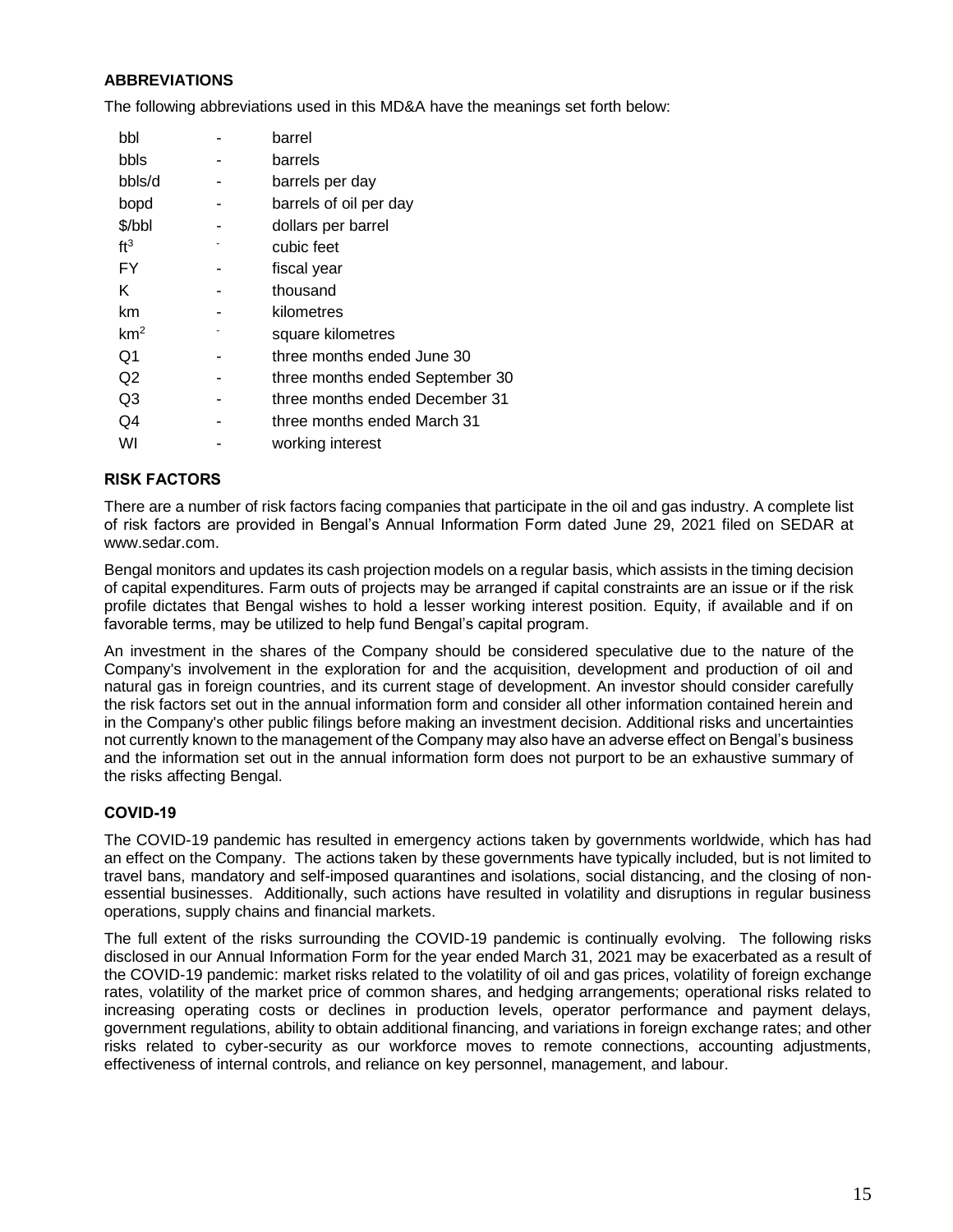**ABBREVIATIONS**

The following abbreviations used in this MD&A have the meanings set forth below:

| | | |
|---|---|---|
| bbl | - | barrel |
| bbls | - | barrels |
| bbls/d | - | barrels per day |
| bopd | - | barrels of oil per day |
| $/bbl | - | dollars per barrel |
| $ft^3$ | - | cubic feet |
| FY | - | fiscal year |
| K | - | thousand |
| km | - | kilometres |
| $km^2$ | - | square kilometres |
| Q1 | - | three months ended June 30 |
| Q2 | - | three months ended September 30 |
| Q3 | - | three months ended December 31 |
| Q4 | - | three months ended March 31 |
| WI | - | working interest |

**RISK FACTORS**

There are a number of risk factors facing companies that participate in the oil and gas industry. A complete list of risk factors are provided in Bengal's Annual Information Form dated June 29, 2021 filed on SEDAR at www.sedar.com.

Bengal monitors and updates its cash projection models on a regular basis, which assists in the timing decision of capital expenditures. Farm outs of projects may be arranged if capital constraints are an issue or if the risk profile dictates that Bengal wishes to hold a lesser working interest position. Equity, if available and if on favorable terms, may be utilized to help fund Bengal's capital program.

An investment in the shares of the Company should be considered speculative due to the nature of the Company's involvement in the exploration for and the acquisition, development and production of oil and natural gas in foreign countries, and its current stage of development. An investor should consider carefully the risk factors set out in the annual information form and consider all other information contained herein and in the Company's other public filings before making an investment decision. Additional risks and uncertainties not currently known to the management of the Company may also have an adverse effect on Bengal's business and the information set out in the annual information form does not purport to be an exhaustive summary of the risks affecting Bengal.

**COVID-19**

The COVID-19 pandemic has resulted in emergency actions taken by governments worldwide, which has had an effect on the Company. The actions taken by these governments have typically included, but is not limited to travel bans, mandatory and self-imposed quarantines and isolations, social distancing, and the closing of non-essential businesses. Additionally, such actions have resulted in volatility and disruptions in regular business operations, supply chains and financial markets.

The full extent of the risks surrounding the COVID-19 pandemic is continually evolving. The following risks disclosed in our Annual Information Form for the year ended March 31, 2021 may be exacerbated as a result of the COVID-19 pandemic: market risks related to the volatility of oil and gas prices, volatility of foreign exchange rates, volatility of the market price of common shares, and hedging arrangements; operational risks related to increasing operating costs or declines in production levels, operator performance and payment delays, government regulations, ability to obtain additional financing, and variations in foreign exchange rates; and other risks related to cyber-security as our workforce moves to remote connections, accounting adjustments, effectiveness of internal controls, and reliance on key personnel, management, and labour.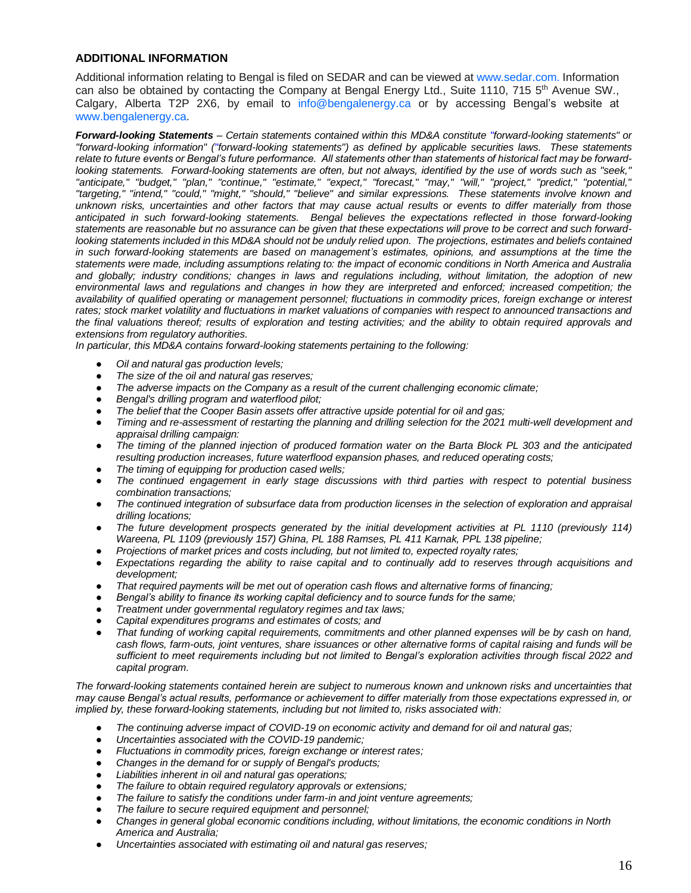### ADDITIONAL INFORMATION

Additional information relating to Bengal is filed on SEDAR and can be viewed at www.sedar.com. Information can also be obtained by contacting the Company at Bengal Energy Ltd., Suite 1110, 715 5th Avenue SW., Calgary, Alberta T2P 2X6, by email to info@bengalenergy.ca or by accessing Bengal's website at www.bengalenergy.ca.

***Forward-looking Statements*** *– Certain statements contained within this MD&A constitute "forward-looking statements" or "forward-looking information" ("forward-looking statements") as defined by applicable securities laws. These statements relate to future events or Bengal's future performance. All statements other than statements of historical fact may be forward-looking statements. Forward-looking statements are often, but not always, identified by the use of words such as "seek," "anticipate," "budget," "plan," "continue," "estimate," "expect," "forecast," "may," "will," "project," "predict," "potential," "targeting," "intend," "could," "might," "should," "believe" and similar expressions. These statements involve known and unknown risks, uncertainties and other factors that may cause actual results or events to differ materially from those anticipated in such forward-looking statements. Bengal believes the expectations reflected in those forward-looking statements are reasonable but no assurance can be given that these expectations will prove to be correct and such forward-looking statements included in this MD&A should not be unduly relied upon. The projections, estimates and beliefs contained in such forward-looking statements are based on management's estimates, opinions, and assumptions at the time the statements were made, including assumptions relating to: the impact of economic conditions in North America and Australia and globally; industry conditions; changes in laws and regulations including, without limitation, the adoption of new environmental laws and regulations and changes in how they are interpreted and enforced; increased competition; the availability of qualified operating or management personnel; fluctuations in commodity prices, foreign exchange or interest rates; stock market volatility and fluctuations in market valuations of companies with respect to announced transactions and the final valuations thereof; results of exploration and testing activities; and the ability to obtain required approvals and extensions from regulatory authorities.*

*In particular, this MD&A contains forward-looking statements pertaining to the following:*

- *Oil and natural gas production levels;*
- *The size of the oil and natural gas reserves;*
- *The adverse impacts on the Company as a result of the current challenging economic climate;*
- *Bengal's drilling program and waterflood pilot;*
- *The belief that the Cooper Basin assets offer attractive upside potential for oil and gas;*
- *Timing and re-assessment of restarting the planning and drilling selection for the 2021 multi-well development and appraisal drilling campaign:*
- *The timing of the planned injection of produced formation water on the Barta Block PL 303 and the anticipated resulting production increases, future waterflood expansion phases, and reduced operating costs;*
- *The timing of equipping for production cased wells;*
- *The continued engagement in early stage discussions with third parties with respect to potential business combination transactions;*
- *The continued integration of subsurface data from production licenses in the selection of exploration and appraisal drilling locations;*
- *The future development prospects generated by the initial development activities at PL 1110 (previously 114) Wareena, PL 1109 (previously 157) Ghina, PL 188 Ramses, PL 411 Karnak, PPL 138 pipeline;*
- *Projections of market prices and costs including, but not limited to, expected royalty rates;*
- *Expectations regarding the ability to raise capital and to continually add to reserves through acquisitions and development;*
- *That required payments will be met out of operation cash flows and alternative forms of financing;*
- *Bengal's ability to finance its working capital deficiency and to source funds for the same;*
- *Treatment under governmental regulatory regimes and tax laws;*
- *Capital expenditures programs and estimates of costs; and*
- *That funding of working capital requirements, commitments and other planned expenses will be by cash on hand, cash flows, farm-outs, joint ventures, share issuances or other alternative forms of capital raising and funds will be sufficient to meet requirements including but not limited to Bengal's exploration activities through fiscal 2022 and capital program.*

*The forward-looking statements contained herein are subject to numerous known and unknown risks and uncertainties that may cause Bengal's actual results, performance or achievement to differ materially from those expectations expressed in, or implied by, these forward-looking statements, including but not limited to, risks associated with:*

- *The continuing adverse impact of COVID-19 on economic activity and demand for oil and natural gas;*
- *Uncertainties associated with the COVID-19 pandemic;*
- *Fluctuations in commodity prices, foreign exchange or interest rates;*
- *Changes in the demand for or supply of Bengal's products;*
- *Liabilities inherent in oil and natural gas operations;*
- *The failure to obtain required regulatory approvals or extensions;*
- *The failure to satisfy the conditions under farm-in and joint venture agreements;*
- *The failure to secure required equipment and personnel;*
- *Changes in general global economic conditions including, without limitations, the economic conditions in North America and Australia;*
- *Uncertainties associated with estimating oil and natural gas reserves;*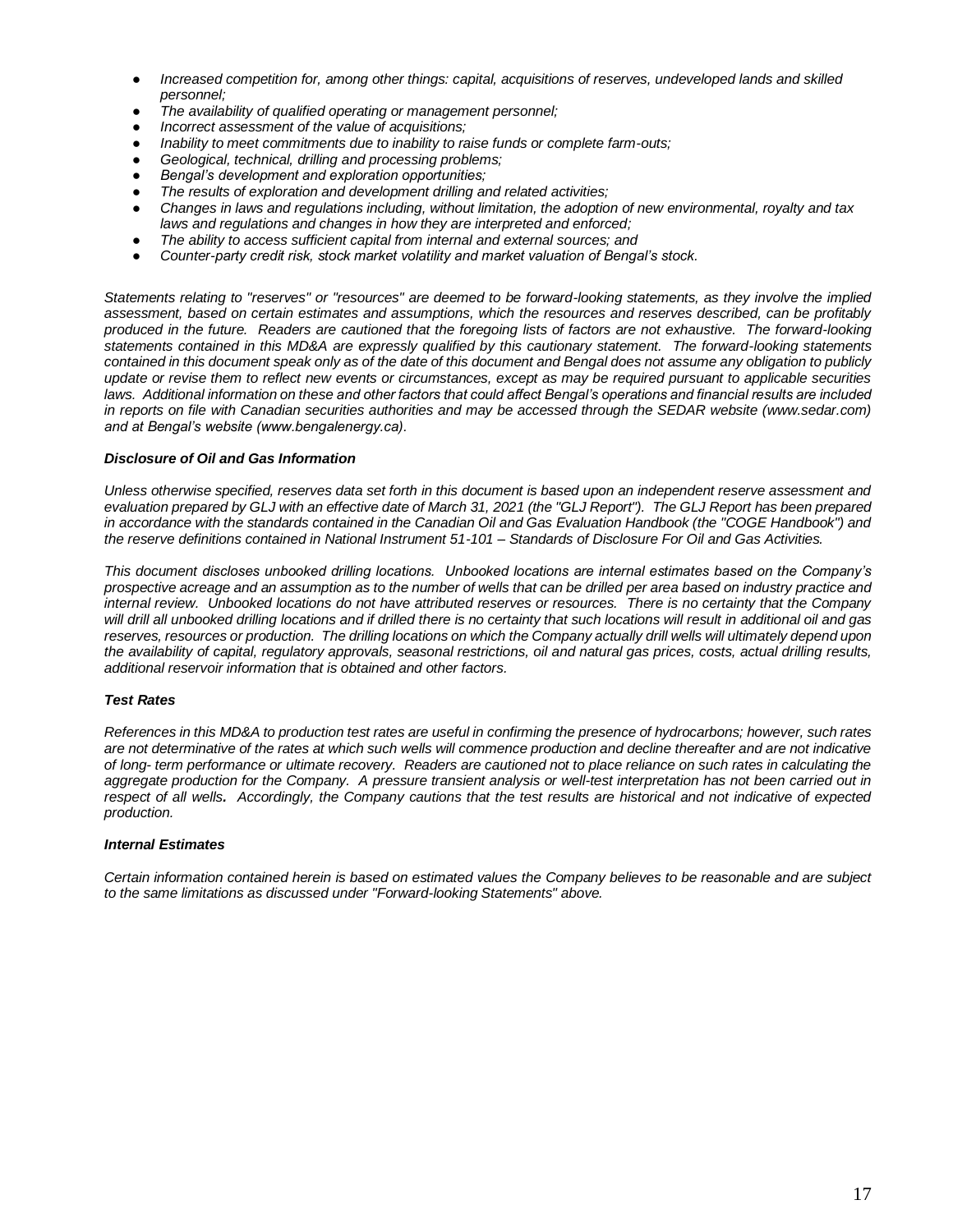- *Increased competition for, among other things: capital, acquisitions of reserves, undeveloped lands and skilled personnel;*
- *The availability of qualified operating or management personnel;*
- *Incorrect assessment of the value of acquisitions;*
- *Inability to meet commitments due to inability to raise funds or complete farm-outs;*
- *Geological, technical, drilling and processing problems;*
- *Bengal's development and exploration opportunities;*
- *The results of exploration and development drilling and related activities;*
- *Changes in laws and regulations including, without limitation, the adoption of new environmental, royalty and tax laws and regulations and changes in how they are interpreted and enforced;*
- *The ability to access sufficient capital from internal and external sources; and*
- *Counter-party credit risk, stock market volatility and market valuation of Bengal's stock.*

*Statements relating to "reserves" or "resources" are deemed to be forward-looking statements, as they involve the implied assessment, based on certain estimates and assumptions, which the resources and reserves described, can be profitably produced in the future. Readers are cautioned that the foregoing lists of factors are not exhaustive. The forward-looking statements contained in this MD&A are expressly qualified by this cautionary statement. The forward-looking statements contained in this document speak only as of the date of this document and Bengal does not assume any obligation to publicly update or revise them to reflect new events or circumstances, except as may be required pursuant to applicable securities laws. Additional information on these and other factors that could affect Bengal's operations and financial results are included in reports on file with Canadian securities authorities and may be accessed through the SEDAR website (www.sedar.com) and at Bengal's website (www.bengalenergy.ca).*

***Disclosure of Oil and Gas Information***

*Unless otherwise specified, reserves data set forth in this document is based upon an independent reserve assessment and evaluation prepared by GLJ with an effective date of March 31, 2021 (the "GLJ Report"). The GLJ Report has been prepared in accordance with the standards contained in the Canadian Oil and Gas Evaluation Handbook (the "COGE Handbook") and the reserve definitions contained in National Instrument 51-101 – Standards of Disclosure For Oil and Gas Activities.*

*This document discloses unbooked drilling locations. Unbooked locations are internal estimates based on the Company's prospective acreage and an assumption as to the number of wells that can be drilled per area based on industry practice and internal review. Unbooked locations do not have attributed reserves or resources. There is no certainty that the Company will drill all unbooked drilling locations and if drilled there is no certainty that such locations will result in additional oil and gas reserves, resources or production. The drilling locations on which the Company actually drill wells will ultimately depend upon the availability of capital, regulatory approvals, seasonal restrictions, oil and natural gas prices, costs, actual drilling results, additional reservoir information that is obtained and other factors.*

***Test Rates***

*References in this MD&A to production test rates are useful in confirming the presence of hydrocarbons; however, such rates are not determinative of the rates at which such wells will commence production and decline thereafter and are not indicative of long- term performance or ultimate recovery. Readers are cautioned not to place reliance on such rates in calculating the aggregate production for the Company. A pressure transient analysis or well-test interpretation has not been carried out in respect of all wells. Accordingly, the Company cautions that the test results are historical and not indicative of expected production.*

***Internal Estimates***

*Certain information contained herein is based on estimated values the Company believes to be reasonable and are subject to the same limitations as discussed under "Forward-looking Statements" above.*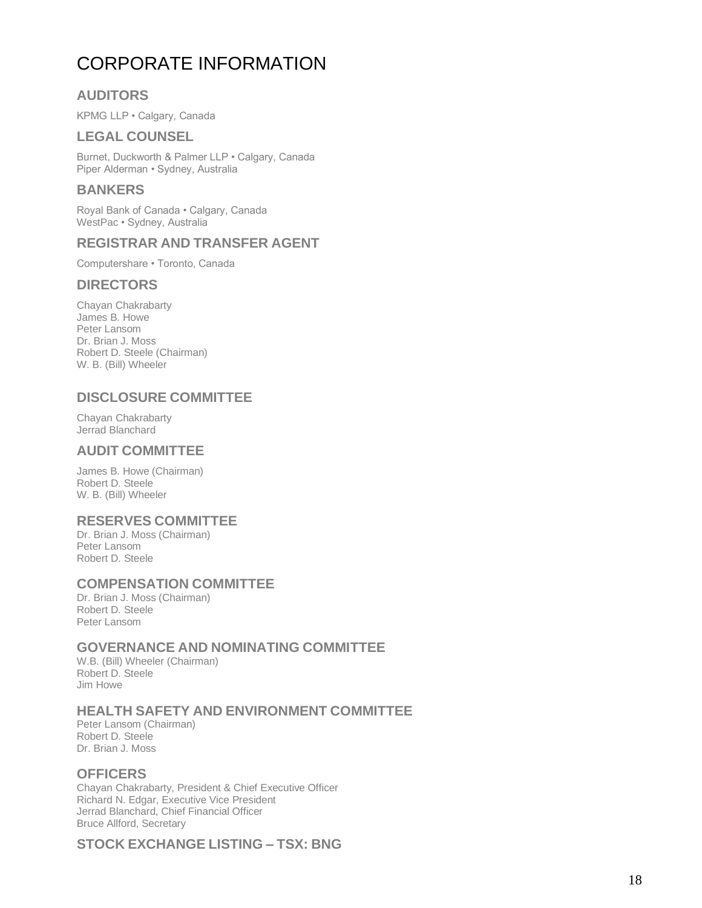# CORPORATE INFORMATION

## AUDITORS

KPMG LLP • Calgary, Canada

## LEGAL COUNSEL

Burnet, Duckworth & Palmer LLP • Calgary, Canada
Piper Alderman • Sydney, Australia

## BANKERS

Royal Bank of Canada • Calgary, Canada
WestPac • Sydney, Australia

## REGISTRAR AND TRANSFER AGENT

Computershare • Toronto, Canada

## DIRECTORS

Chayan Chakrabarty
James B. Howe
Peter Lansom
Dr. Brian J. Moss
Robert D. Steele (Chairman)
W. B. (Bill) Wheeler

## DISCLOSURE COMMITTEE

Chayan Chakrabarty
Jerrad Blanchard

## AUDIT COMMITTEE

James B. Howe (Chairman)
Robert D. Steele
W. B. (Bill) Wheeler

## RESERVES COMMITTEE

Dr. Brian J. Moss (Chairman)
Peter Lansom
Robert D. Steele

## COMPENSATION COMMITTEE

Dr. Brian J. Moss (Chairman)
Robert D. Steele
Peter Lansom

## GOVERNANCE AND NOMINATING COMMITTEE

W.B. (Bill) Wheeler (Chairman)
Robert D. Steele
Jim Howe

## HEALTH SAFETY AND ENVIRONMENT COMMITTEE

Peter Lansom (Chairman)
Robert D. Steele
Dr. Brian J. Moss

## OFFICERS

Chayan Chakrabarty, President & Chief Executive Officer
Richard N. Edgar, Executive Vice President
Jerrad Blanchard, Chief Financial Officer
Bruce Allford, Secretary

## STOCK EXCHANGE LISTING – TSX: BNG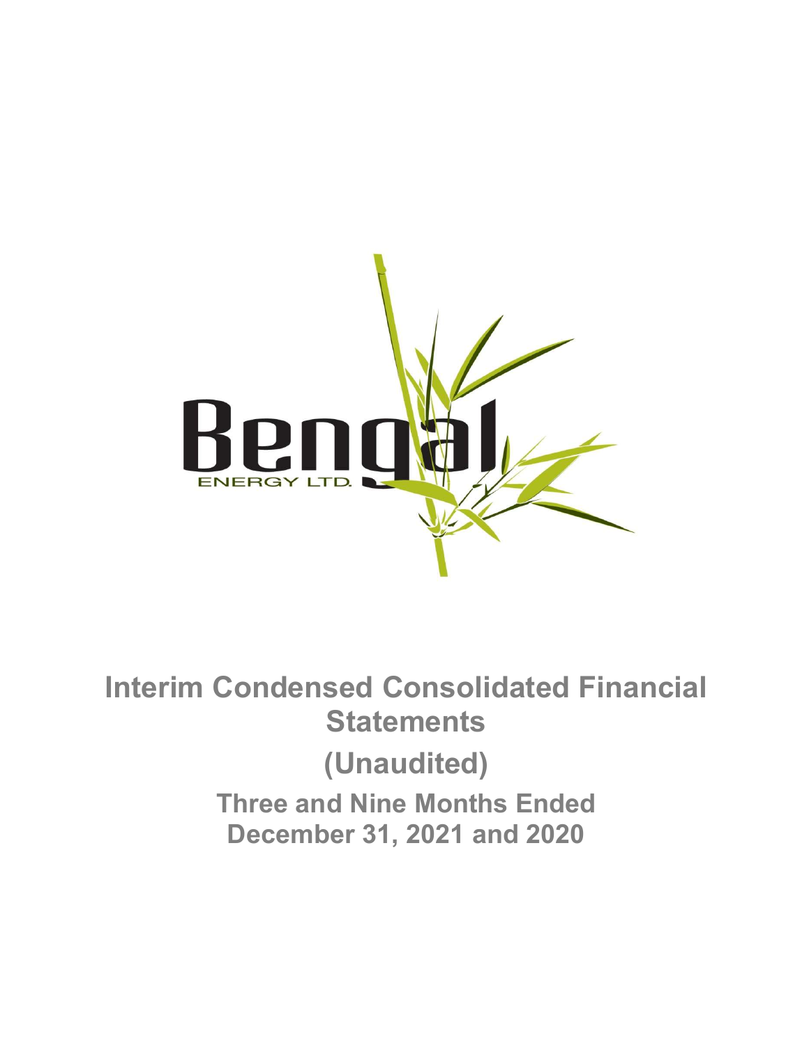Bengal
ENERGY LTD.

# Interim Condensed Consolidated Financial Statements

## (Unaudited)

### Three and Nine Months Ended December 31, 2021 and 2020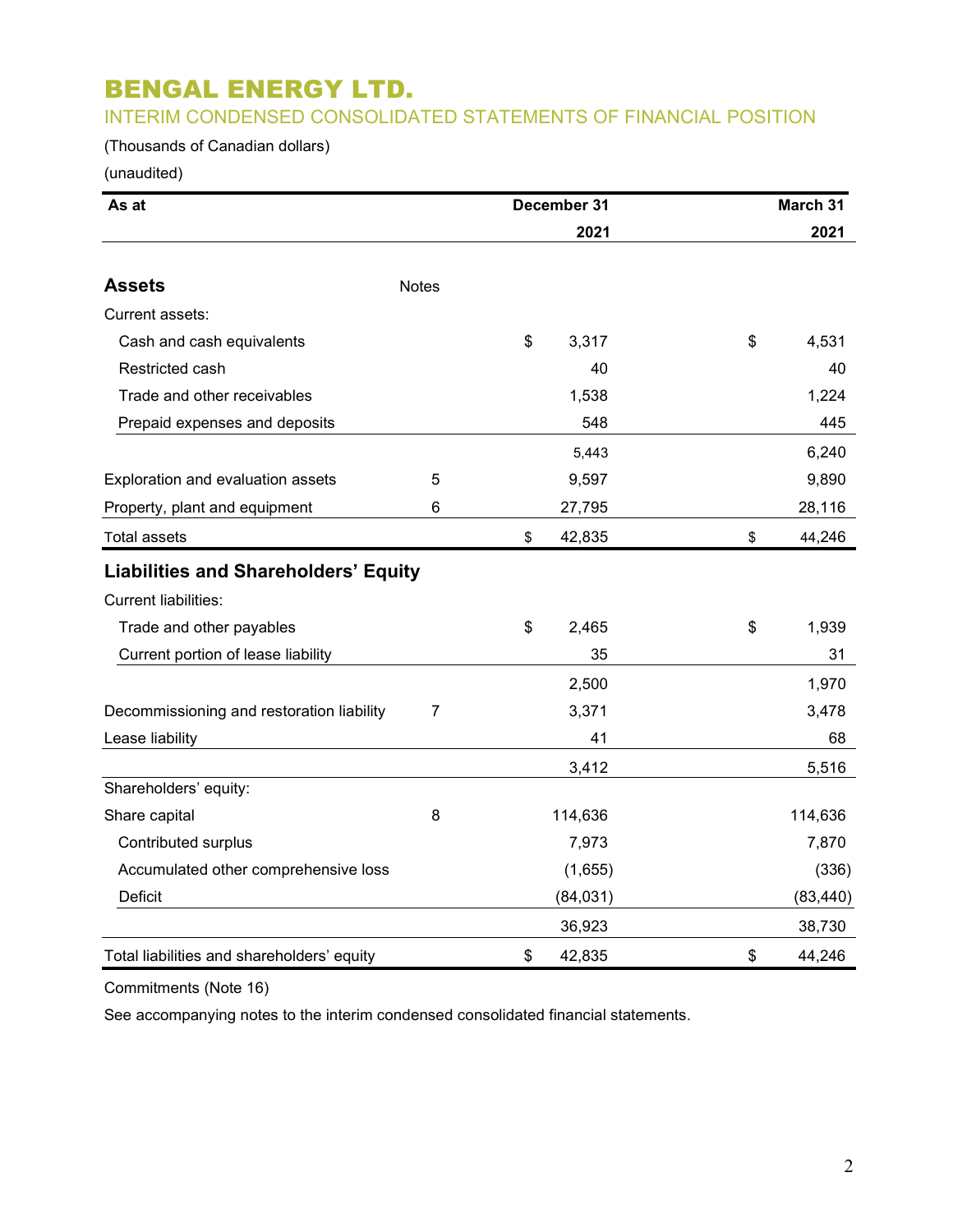# BENGAL ENERGY LTD.

## INTERIM CONDENSED CONSOLIDATED STATEMENTS OF FINANCIAL POSITION

(Thousands of Canadian dollars)

(unaudited)

| As at | | December 31 2021 | March 31 2021 |
|---|---|---|---|
| **Assets** | Notes | | |
| Current assets: | | | |
| Cash and cash equivalents | | $ 3,317 | $ 4,531 |
| Restricted cash | | 40 | 40 |
| Trade and other receivables | | 1,538 | 1,224 |
| Prepaid expenses and deposits | | 548 | 445 |
| | | 5,443 | 6,240 |
| Exploration and evaluation assets | 5 | 9,597 | 9,890 |
| Property, plant and equipment | 6 | 27,795 | 28,116 |
| Total assets | | $ 42,835 | $ 44,246 |
| **Liabilities and Shareholders' Equity** | | | |
| Current liabilities: | | | |
| Trade and other payables | | $ 2,465 | $ 1,939 |
| Current portion of lease liability | | 35 | 31 |
| | | 2,500 | 1,970 |
| Decommissioning and restoration liability | 7 | 3,371 | 3,478 |
| Lease liability | | 41 | 68 |
| | | 3,412 | 5,516 |
| Shareholders' equity: | | | |
| Share capital | 8 | 114,636 | 114,636 |
| Contributed surplus | | 7,973 | 7,870 |
| Accumulated other comprehensive loss | | (1,655) | (336) |
| Deficit | | (84,031) | (83,440) |
| | | 36,923 | 38,730 |
| Total liabilities and shareholders' equity | | $ 42,835 | $ 44,246 |

Commitments (Note 16)

See accompanying notes to the interim condensed consolidated financial statements.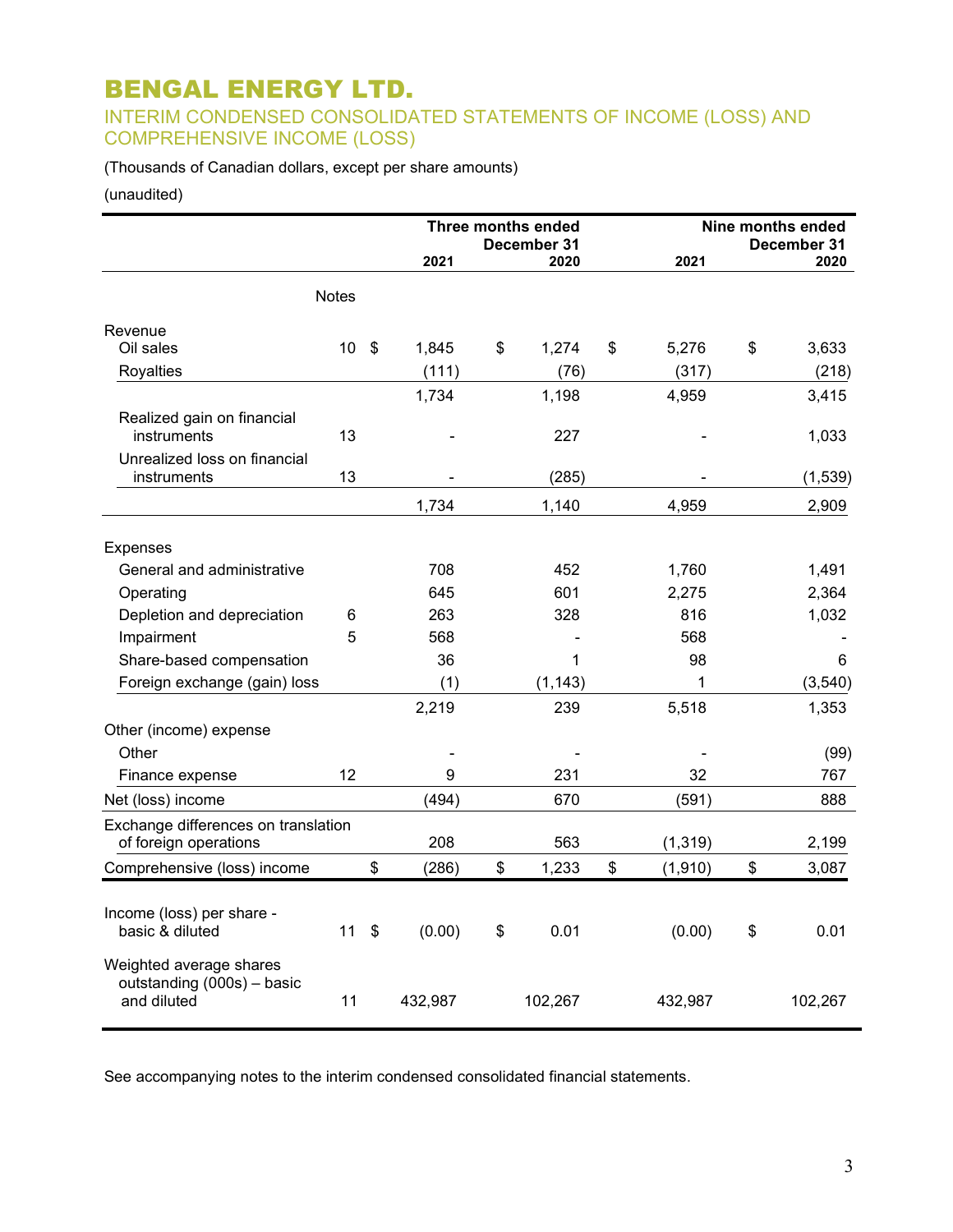# BENGAL ENERGY LTD.

## INTERIM CONDENSED CONSOLIDATED STATEMENTS OF INCOME (LOSS) AND COMPREHENSIVE INCOME (LOSS)

(Thousands of Canadian dollars, except per share amounts)

(unaudited)

| | Notes | Three months ended December 31 2021 | Three months ended December 31 2020 | Nine months ended December 31 2021 | Nine months ended December 31 2020 |
|---|---|---|---|---|---|
| **Revenue** | | | | | |
| Oil sales | 10 | $ 1,845 | $ 1,274 | $ 5,276 | $ 3,633 |
| Royalties | | (111) | (76) | (317) | (218) |
| | | 1,734 | 1,198 | 4,959 | 3,415 |
| Realized gain on financial instruments | 13 | - | 227 | - | 1,033 |
| Unrealized loss on financial instruments | 13 | - | (285) | - | (1,539) |
| | | 1,734 | 1,140 | 4,959 | 2,909 |
| **Expenses** | | | | | |
| General and administrative | | 708 | 452 | 1,760 | 1,491 |
| Operating | | 645 | 601 | 2,275 | 2,364 |
| Depletion and depreciation | 6 | 263 | 328 | 816 | 1,032 |
| Impairment | 5 | 568 | - | 568 | - |
| Share-based compensation | | 36 | 1 | 98 | 6 |
| Foreign exchange (gain) loss | | (1) | (1,143) | 1 | (3,540) |
| | | 2,219 | 239 | 5,518 | 1,353 |
| **Other (income) expense** | | | | | |
| Other | | - | - | - | (99) |
| Finance expense | 12 | 9 | 231 | 32 | 767 |
| Net (loss) income | | (494) | 670 | (591) | 888 |
| Exchange differences on translation of foreign operations | | 208 | 563 | (1,319) | 2,199 |
| Comprehensive (loss) income | | $ (286) | $ 1,233 | $ (1,910) | $ 3,087 |
| Income (loss) per share - basic & diluted | 11 | $ (0.00) | $ 0.01 | (0.00) | $ 0.01 |
| Weighted average shares outstanding (000s) – basic and diluted | 11 | 432,987 | 102,267 | 432,987 | 102,267 |

See accompanying notes to the interim condensed consolidated financial statements.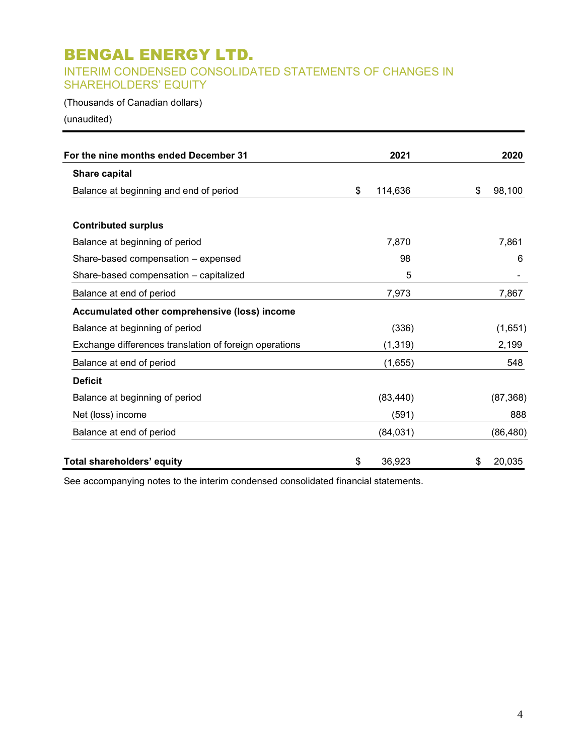# BENGAL ENERGY LTD.

## INTERIM CONDENSED CONSOLIDATED STATEMENTS OF CHANGES IN SHAREHOLDERS' EQUITY

(Thousands of Canadian dollars)

(unaudited)

| For the nine months ended December 31 | 2021 | 2020 |
|---|---|---|
| **Share capital** | | |
| Balance at beginning and end of period | $ 114,636 | $ 98,100 |
| | | |
| **Contributed surplus** | | |
| Balance at beginning of period | 7,870 | 7,861 |
| Share-based compensation – expensed | 98 | 6 |
| Share-based compensation – capitalized | 5 | - |
| Balance at end of period | 7,973 | 7,867 |
| **Accumulated other comprehensive (loss) income** | | |
| Balance at beginning of period | (336) | (1,651) |
| Exchange differences translation of foreign operations | (1,319) | 2,199 |
| Balance at end of period | (1,655) | 548 |
| **Deficit** | | |
| Balance at beginning of period | (83,440) | (87,368) |
| Net (loss) income | (591) | 888 |
| Balance at end of period | (84,031) | (86,480) |
| | | |
| **Total shareholders' equity** | $ 36,923 | $ 20,035 |

See accompanying notes to the interim condensed consolidated financial statements.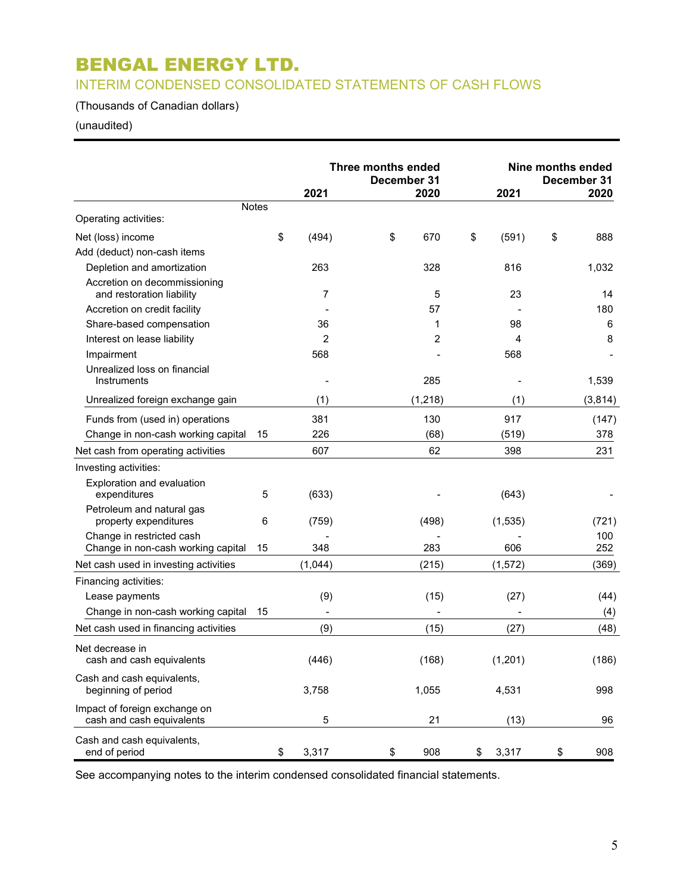# BENGAL ENERGY LTD.

## INTERIM CONDENSED CONSOLIDATED STATEMENTS OF CASH FLOWS

(Thousands of Canadian dollars)

(unaudited)

| | Notes | Three months ended December 31 2021 | Three months ended December 31 2020 | Nine months ended December 31 2021 | Nine months ended December 31 2020 |
|---|---|---|---|---|---|
| Operating activities: | | | | | |
| Net (loss) income | | $ (494) | $ 670 | $ (591) | $ 888 |
| Add (deduct) non-cash items | | | | | |
| Depletion and amortization | | 263 | 328 | 816 | 1,032 |
| Accretion on decommissioning and restoration liability | | 7 | 5 | 23 | 14 |
| Accretion on credit facility | | - | 57 | - | 180 |
| Share-based compensation | | 36 | 1 | 98 | 6 |
| Interest on lease liability | | 2 | 2 | 4 | 8 |
| Impairment | | 568 | - | 568 | - |
| Unrealized loss on financial Instruments | | - | 285 | - | 1,539 |
| Unrealized foreign exchange gain | | (1) | (1,218) | (1) | (3,814) |
| Funds from (used in) operations | | 381 | 130 | 917 | (147) |
| Change in non-cash working capital | 15 | 226 | (68) | (519) | 378 |
| Net cash from operating activities | | 607 | 62 | 398 | 231 |
| Investing activities: | | | | | |
| Exploration and evaluation expenditures | 5 | (633) | - | (643) | - |
| Petroleum and natural gas property expenditures | 6 | (759) | (498) | (1,535) | (721) |
| Change in restricted cash | | - | - | - | 100 |
| Change in non-cash working capital | 15 | 348 | 283 | 606 | 252 |
| Net cash used in investing activities | | (1,044) | (215) | (1,572) | (369) |
| Financing activities: | | | | | |
| Lease payments | | (9) | (15) | (27) | (44) |
| Change in non-cash working capital | 15 | - | - | - | (4) |
| Net cash used in financing activities | | (9) | (15) | (27) | (48) |
| Net decrease in cash and cash equivalents | | (446) | (168) | (1,201) | (186) |
| Cash and cash equivalents, beginning of period | | 3,758 | 1,055 | 4,531 | 998 |
| Impact of foreign exchange on cash and cash equivalents | | 5 | 21 | (13) | 96 |
| Cash and cash equivalents, end of period | | $ 3,317 | $ 908 | $ 3,317 | $ 908 |

See accompanying notes to the interim condensed consolidated financial statements.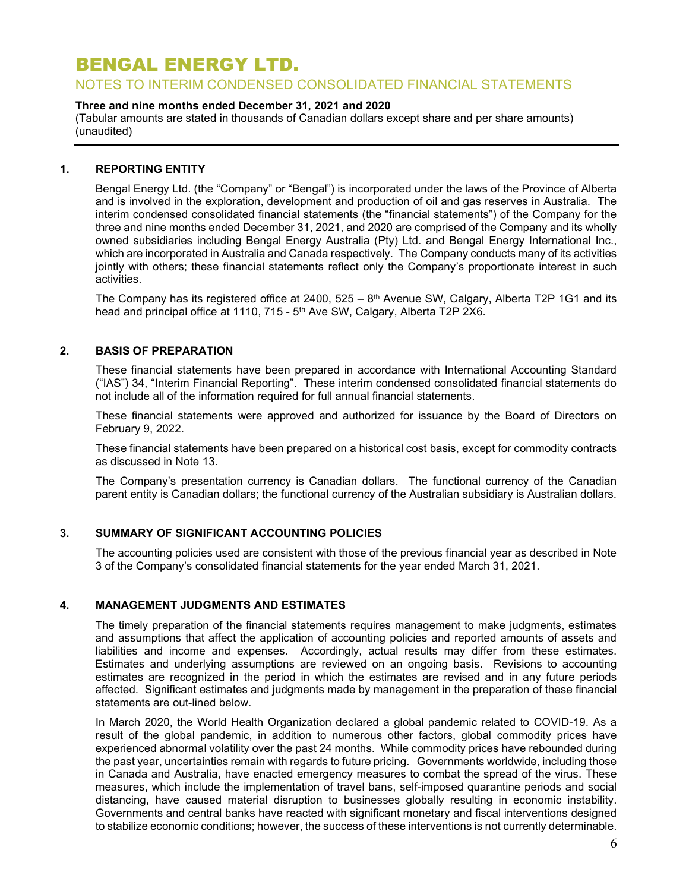# BENGAL ENERGY LTD.

## NOTES TO INTERIM CONDENSED CONSOLIDATED FINANCIAL STATEMENTS

**Three and nine months ended December 31, 2021 and 2020**

(Tabular amounts are stated in thousands of Canadian dollars except share and per share amounts)
(unaudited)

### 1. REPORTING ENTITY

Bengal Energy Ltd. (the "Company" or "Bengal") is incorporated under the laws of the Province of Alberta and is involved in the exploration, development and production of oil and gas reserves in Australia. The interim condensed consolidated financial statements (the "financial statements") of the Company for the three and nine months ended December 31, 2021, and 2020 are comprised of the Company and its wholly owned subsidiaries including Bengal Energy Australia (Pty) Ltd. and Bengal Energy International Inc., which are incorporated in Australia and Canada respectively. The Company conducts many of its activities jointly with others; these financial statements reflect only the Company's proportionate interest in such activities.

The Company has its registered office at 2400, 525 – 8th Avenue SW, Calgary, Alberta T2P 1G1 and its head and principal office at 1110, 715 - 5th Ave SW, Calgary, Alberta T2P 2X6.

### 2. BASIS OF PREPARATION

These financial statements have been prepared in accordance with International Accounting Standard ("IAS") 34, "Interim Financial Reporting". These interim condensed consolidated financial statements do not include all of the information required for full annual financial statements.

These financial statements were approved and authorized for issuance by the Board of Directors on February 9, 2022.

These financial statements have been prepared on a historical cost basis, except for commodity contracts as discussed in Note 13.

The Company's presentation currency is Canadian dollars. The functional currency of the Canadian parent entity is Canadian dollars; the functional currency of the Australian subsidiary is Australian dollars.

### 3. SUMMARY OF SIGNIFICANT ACCOUNTING POLICIES

The accounting policies used are consistent with those of the previous financial year as described in Note 3 of the Company's consolidated financial statements for the year ended March 31, 2021.

### 4. MANAGEMENT JUDGMENTS AND ESTIMATES

The timely preparation of the financial statements requires management to make judgments, estimates and assumptions that affect the application of accounting policies and reported amounts of assets and liabilities and income and expenses. Accordingly, actual results may differ from these estimates. Estimates and underlying assumptions are reviewed on an ongoing basis. Revisions to accounting estimates are recognized in the period in which the estimates are revised and in any future periods affected. Significant estimates and judgments made by management in the preparation of these financial statements are out-lined below.

In March 2020, the World Health Organization declared a global pandemic related to COVID-19. As a result of the global pandemic, in addition to numerous other factors, global commodity prices have experienced abnormal volatility over the past 24 months. While commodity prices have rebounded during the past year, uncertainties remain with regards to future pricing. Governments worldwide, including those in Canada and Australia, have enacted emergency measures to combat the spread of the virus. These measures, which include the implementation of travel bans, self-imposed quarantine periods and social distancing, have caused material disruption to businesses globally resulting in economic instability. Governments and central banks have reacted with significant monetary and fiscal interventions designed to stabilize economic conditions; however, the success of these interventions is not currently determinable.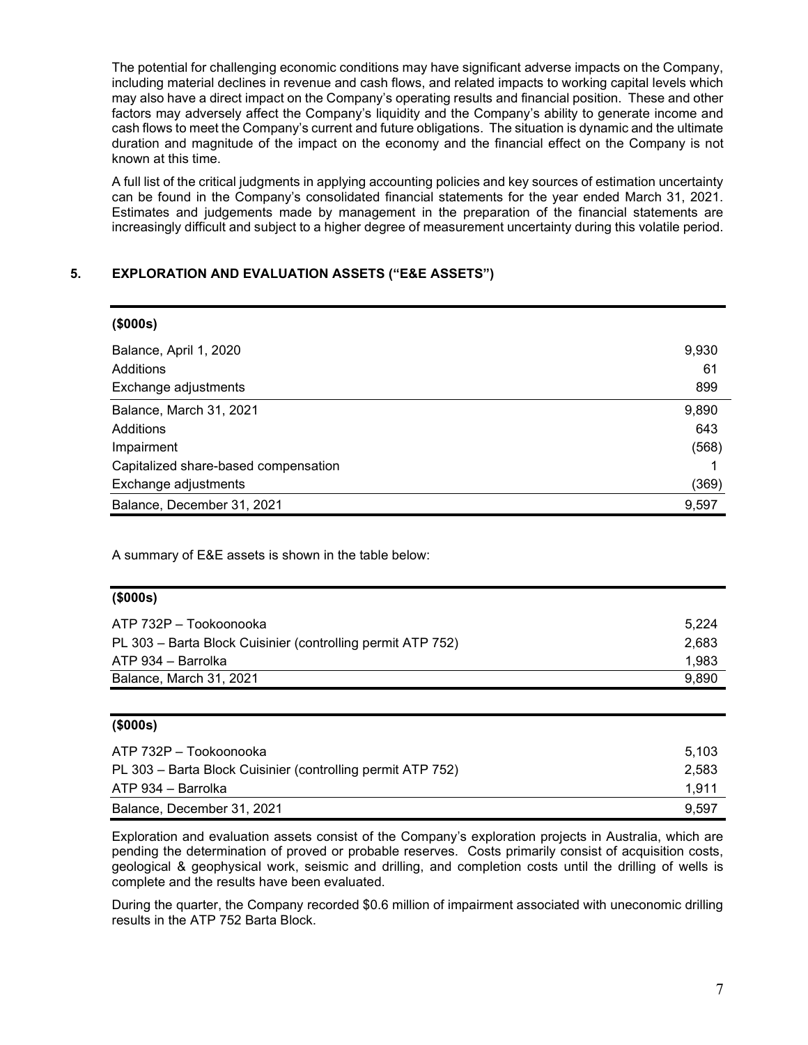The potential for challenging economic conditions may have significant adverse impacts on the Company, including material declines in revenue and cash flows, and related impacts to working capital levels which may also have a direct impact on the Company's operating results and financial position. These and other factors may adversely affect the Company's liquidity and the Company's ability to generate income and cash flows to meet the Company's current and future obligations. The situation is dynamic and the ultimate duration and magnitude of the impact on the economy and the financial effect on the Company is not known at this time.

A full list of the critical judgments in applying accounting policies and key sources of estimation uncertainty can be found in the Company's consolidated financial statements for the year ended March 31, 2021. Estimates and judgements made by management in the preparation of the financial statements are increasingly difficult and subject to a higher degree of measurement uncertainty during this volatile period.

## 5. EXPLORATION AND EVALUATION ASSETS ("E&E ASSETS")

| **($000s)** | |
|---|---:|
| Balance, April 1, 2020 | 9,930 |
| Additions | 61 |
| Exchange adjustments | 899 |
| Balance, March 31, 2021 | 9,890 |
| Additions | 643 |
| Impairment | (568) |
| Capitalized share-based compensation | 1 |
| Exchange adjustments | (369) |
| Balance, December 31, 2021 | 9,597 |

A summary of E&E assets is shown in the table below:

| **($000s)** | |
|---|---:|
| ATP 732P – Tookoonooka | 5,224 |
| PL 303 – Barta Block Cuisinier (controlling permit ATP 752) | 2,683 |
| ATP 934 – Barrolka | 1,983 |
| Balance, March 31, 2021 | 9,890 |

| **($000s)** | |
|---|---:|
| ATP 732P – Tookoonooka | 5,103 |
| PL 303 – Barta Block Cuisinier (controlling permit ATP 752) | 2,583 |
| ATP 934 – Barrolka | 1,911 |
| Balance, December 31, 2021 | 9,597 |

Exploration and evaluation assets consist of the Company's exploration projects in Australia, which are pending the determination of proved or probable reserves. Costs primarily consist of acquisition costs, geological & geophysical work, seismic and drilling, and completion costs until the drilling of wells is complete and the results have been evaluated.

During the quarter, the Company recorded $0.6 million of impairment associated with uneconomic drilling results in the ATP 752 Barta Block.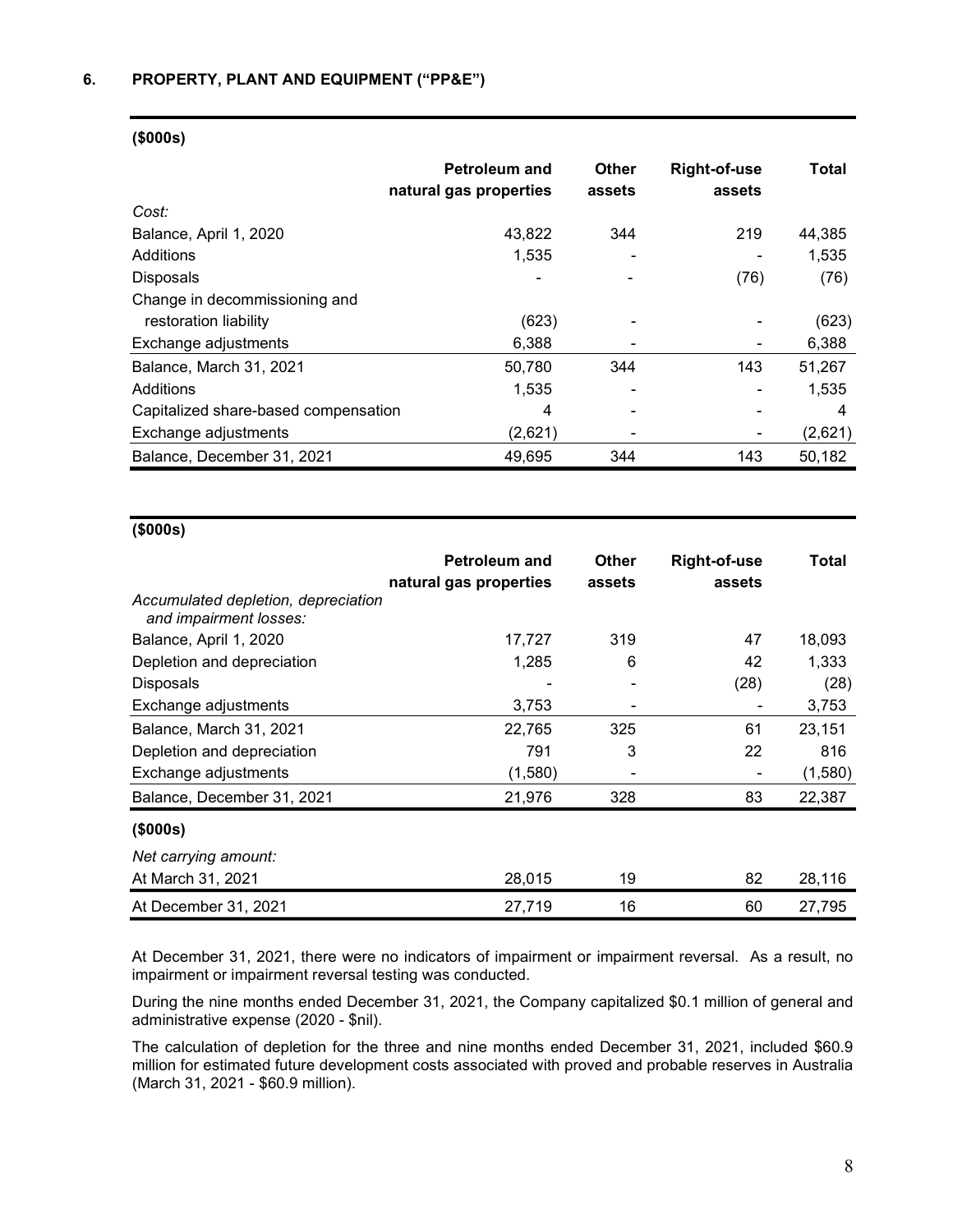## 6. PROPERTY, PLANT AND EQUIPMENT ("PP&E")

| ($000s) | Petroleum and natural gas properties | Other assets | Right-of-use assets | Total |
|---|---|---|---|---|
| *Cost:* | | | | |
| Balance, April 1, 2020 | 43,822 | 344 | 219 | 44,385 |
| Additions | 1,535 | - | - | 1,535 |
| Disposals | - | - | (76) | (76) |
| Change in decommissioning and restoration liability | (623) | - | - | (623) |
| Exchange adjustments | 6,388 | - | - | 6,388 |
| Balance, March 31, 2021 | 50,780 | 344 | 143 | 51,267 |
| Additions | 1,535 | - | - | 1,535 |
| Capitalized share-based compensation | 4 | - | - | 4 |
| Exchange adjustments | (2,621) | - | - | (2,621) |
| Balance, December 31, 2021 | 49,695 | 344 | 143 | 50,182 |

| ($000s) | Petroleum and natural gas properties | Other assets | Right-of-use assets | Total |
|---|---|---|---|---|
| *Accumulated depletion, depreciation and impairment losses:* | | | | |
| Balance, April 1, 2020 | 17,727 | 319 | 47 | 18,093 |
| Depletion and depreciation | 1,285 | 6 | 42 | 1,333 |
| Disposals | - | - | (28) | (28) |
| Exchange adjustments | 3,753 | - | - | 3,753 |
| Balance, March 31, 2021 | 22,765 | 325 | 61 | 23,151 |
| Depletion and depreciation | 791 | 3 | 22 | 816 |
| Exchange adjustments | (1,580) | - | - | (1,580) |
| Balance, December 31, 2021 | 21,976 | 328 | 83 | 22,387 |

| ($000s) | Petroleum and natural gas properties | Other assets | Right-of-use assets | Total |
|---|---|---|---|---|
| *Net carrying amount:* | | | | |
| At March 31, 2021 | 28,015 | 19 | 82 | 28,116 |
| At December 31, 2021 | 27,719 | 16 | 60 | 27,795 |

At December 31, 2021, there were no indicators of impairment or impairment reversal. As a result, no impairment or impairment reversal testing was conducted.

During the nine months ended December 31, 2021, the Company capitalized $0.1 million of general and administrative expense (2020 - $nil).

The calculation of depletion for the three and nine months ended December 31, 2021, included $60.9 million for estimated future development costs associated with proved and probable reserves in Australia (March 31, 2021 - $60.9 million).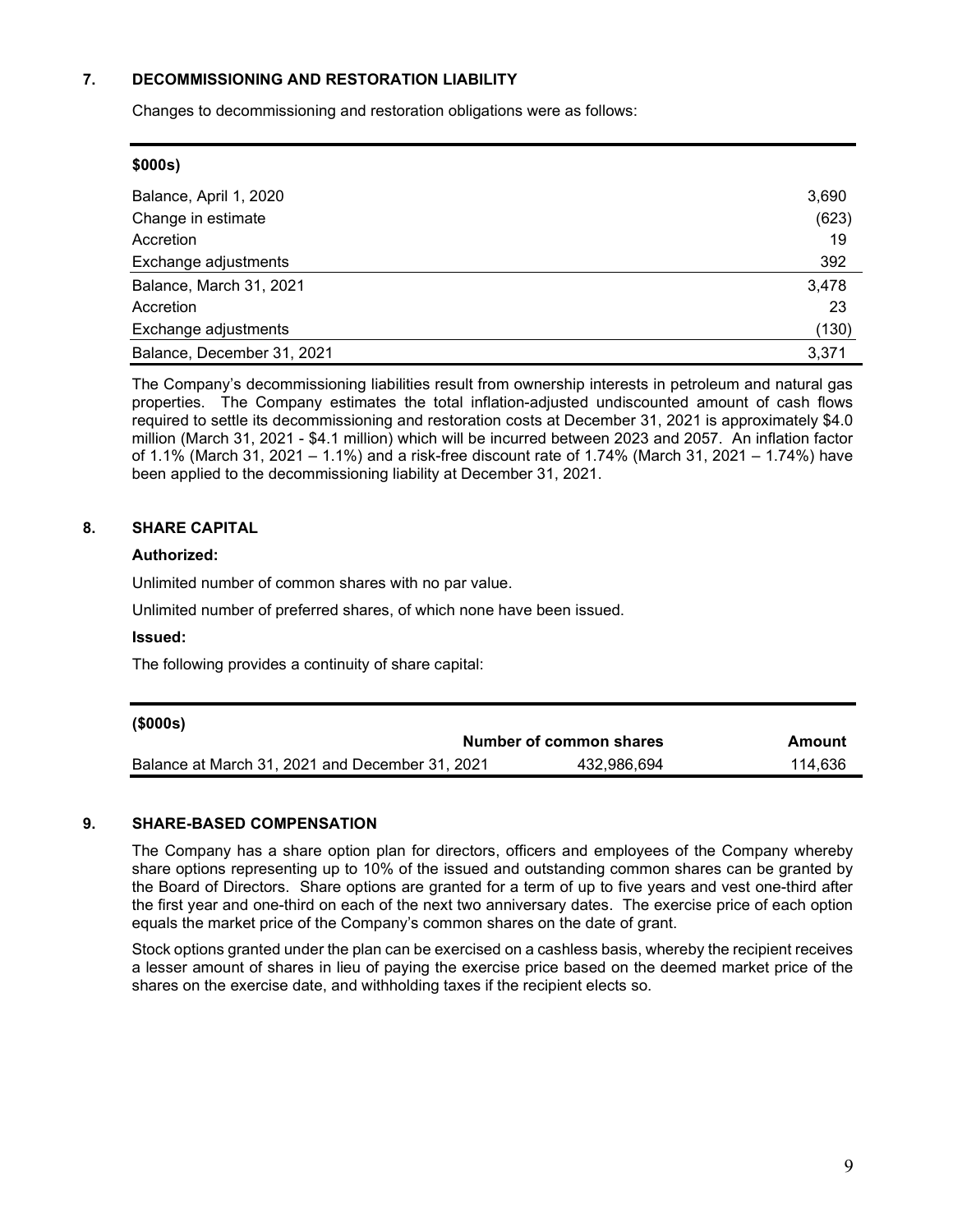## 7. DECOMMISSIONING AND RESTORATION LIABILITY

Changes to decommissioning and restoration obligations were as follows:

| $000s) | |
|---|---|
| Balance, April 1, 2020 | 3,690 |
| Change in estimate | (623) |
| Accretion | 19 |
| Exchange adjustments | 392 |
| Balance, March 31, 2021 | 3,478 |
| Accretion | 23 |
| Exchange adjustments | (130) |
| Balance, December 31, 2021 | 3,371 |

The Company's decommissioning liabilities result from ownership interests in petroleum and natural gas properties. The Company estimates the total inflation-adjusted undiscounted amount of cash flows required to settle its decommissioning and restoration costs at December 31, 2021 is approximately $4.0 million (March 31, 2021 - $4.1 million) which will be incurred between 2023 and 2057. An inflation factor of 1.1% (March 31, 2021 – 1.1%) and a risk-free discount rate of 1.74% (March 31, 2021 – 1.74%) have been applied to the decommissioning liability at December 31, 2021.

## 8. SHARE CAPITAL

**Authorized:**

Unlimited number of common shares with no par value.

Unlimited number of preferred shares, of which none have been issued.

**Issued:**

The following provides a continuity of share capital:

| ($000s) | Number of common shares | Amount |
|---|---|---|
| Balance at March 31, 2021 and December 31, 2021 | 432,986,694 | 114,636 |

## 9. SHARE-BASED COMPENSATION

The Company has a share option plan for directors, officers and employees of the Company whereby share options representing up to 10% of the issued and outstanding common shares can be granted by the Board of Directors. Share options are granted for a term of up to five years and vest one-third after the first year and one-third on each of the next two anniversary dates. The exercise price of each option equals the market price of the Company's common shares on the date of grant.

Stock options granted under the plan can be exercised on a cashless basis, whereby the recipient receives a lesser amount of shares in lieu of paying the exercise price based on the deemed market price of the shares on the exercise date, and withholding taxes if the recipient elects so.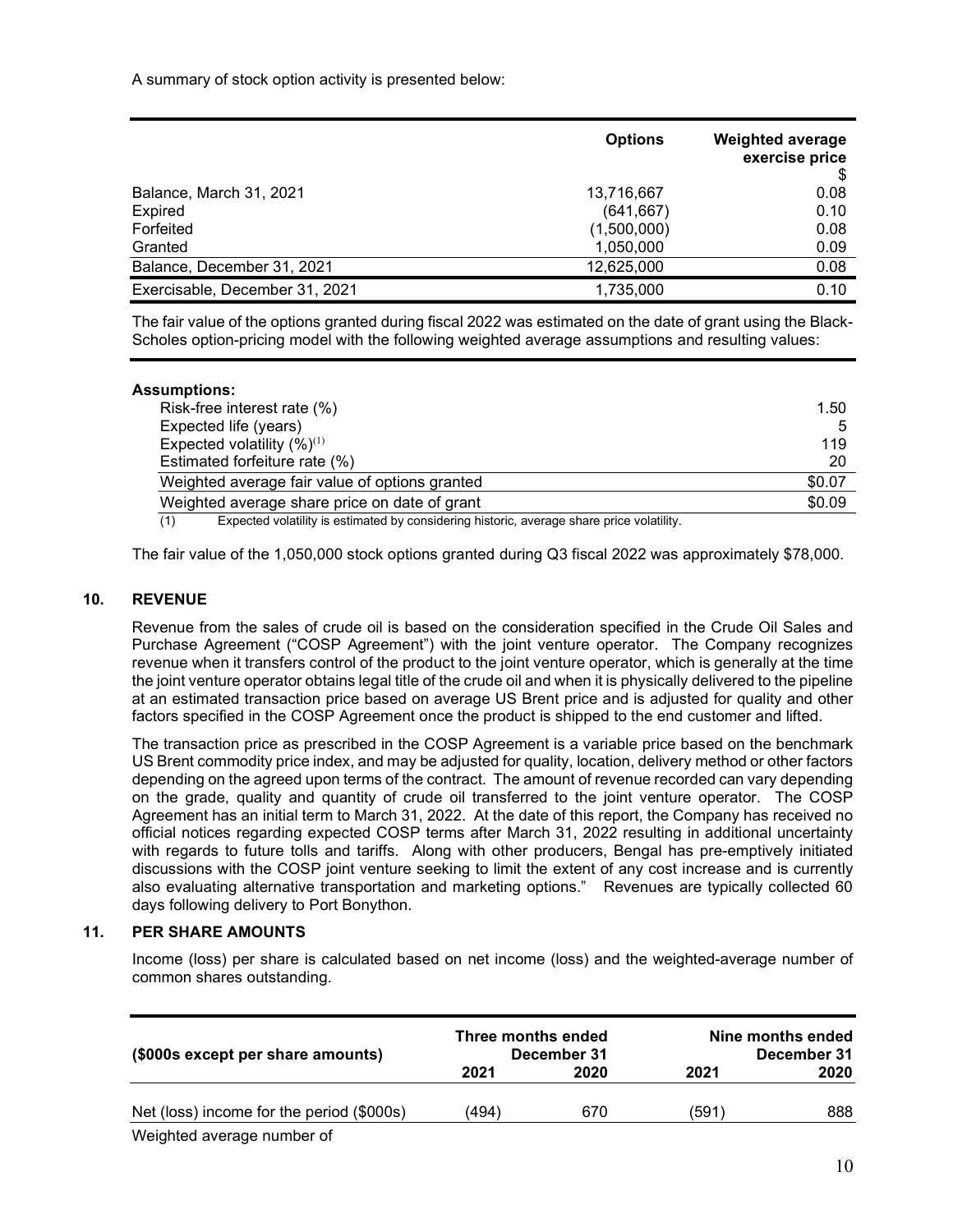A summary of stock option activity is presented below:

| | Options | Weighted average exercise price $ |
|---|---|---|
| Balance, March 31, 2021 | 13,716,667 | 0.08 |
| Expired | (641,667) | 0.10 |
| Forfeited | (1,500,000) | 0.08 |
| Granted | 1,050,000 | 0.09 |
| Balance, December 31, 2021 | 12,625,000 | 0.08 |
| Exercisable, December 31, 2021 | 1,735,000 | 0.10 |

The fair value of the options granted during fiscal 2022 was estimated on the date of grant using the Black-Scholes option-pricing model with the following weighted average assumptions and resulting values:

| | |
|---|---|
| **Assumptions:** | |
| Risk-free interest rate (%) | 1.50 |
| Expected life (years) | 5 |
| Expected volatility (%)[1] | 119 |
| Estimated forfeiture rate (%) | 20 |
| Weighted average fair value of options granted | $0.07 |
| Weighted average share price on date of grant | $0.09 |

(1) Expected volatility is estimated by considering historic, average share price volatility.

The fair value of the 1,050,000 stock options granted during Q3 fiscal 2022 was approximately $78,000.

## 10. REVENUE

Revenue from the sales of crude oil is based on the consideration specified in the Crude Oil Sales and Purchase Agreement ("COSP Agreement") with the joint venture operator. The Company recognizes revenue when it transfers control of the product to the joint venture operator, which is generally at the time the joint venture operator obtains legal title of the crude oil and when it is physically delivered to the pipeline at an estimated transaction price based on average US Brent price and is adjusted for quality and other factors specified in the COSP Agreement once the product is shipped to the end customer and lifted.

The transaction price as prescribed in the COSP Agreement is a variable price based on the benchmark US Brent commodity price index, and may be adjusted for quality, location, delivery method or other factors depending on the agreed upon terms of the contract. The amount of revenue recorded can vary depending on the grade, quality and quantity of crude oil transferred to the joint venture operator. The COSP Agreement has an initial term to March 31, 2022. At the date of this report, the Company has received no official notices regarding expected COSP terms after March 31, 2022 resulting in additional uncertainty with regards to future tolls and tariffs. Along with other producers, Bengal has pre-emptively initiated discussions with the COSP joint venture seeking to limit the extent of any cost increase and is currently also evaluating alternative transportation and marketing options." Revenues are typically collected 60 days following delivery to Port Bonython.

## 11. PER SHARE AMOUNTS

Income (loss) per share is calculated based on net income (loss) and the weighted-average number of common shares outstanding.

| ($000s except per share amounts) | Three months ended December 31 2021 | Three months ended December 31 2020 | Nine months ended December 31 2021 | Nine months ended December 31 2020 |
|---|---|---|---|---|
| Net (loss) income for the period ($000s) | (494) | 670 | (591) | 888 |
| Weighted average number of | | | | |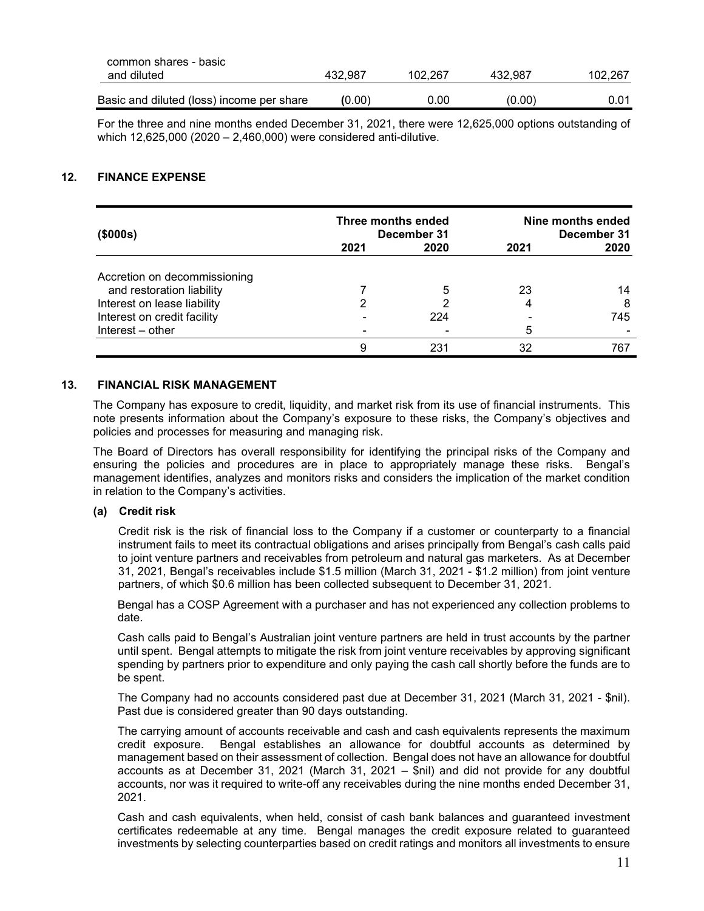| | | | | |
|---|---|---|---|---|
| common shares - basic and diluted | 432,987 | 102,267 | 432,987 | 102,267 |
| Basic and diluted (loss) income per share | (0.00) | 0.00 | (0.00) | 0.01 |

For the three and nine months ended December 31, 2021, there were 12,625,000 options outstanding of which 12,625,000 (2020 – 2,460,000) were considered anti-dilutive.

## 12. FINANCE EXPENSE

| ($000s) | Three months ended December 31 | | Nine months ended December 31 | |
|---|---|---|---|---|
| | 2021 | 2020 | 2021 | 2020 |
| Accretion on decommissioning and restoration liability | 7 | 5 | 23 | 14 |
| Interest on lease liability | 2 | 2 | 4 | 8 |
| Interest on credit facility | - | 224 | - | 745 |
| Interest – other | - | - | 5 | - |
| | 9 | 231 | 32 | 767 |

## 13. FINANCIAL RISK MANAGEMENT

The Company has exposure to credit, liquidity, and market risk from its use of financial instruments. This note presents information about the Company's exposure to these risks, the Company's objectives and policies and processes for measuring and managing risk.

The Board of Directors has overall responsibility for identifying the principal risks of the Company and ensuring the policies and procedures are in place to appropriately manage these risks. Bengal's management identifies, analyzes and monitors risks and considers the implication of the market condition in relation to the Company's activities.

### (a) Credit risk

Credit risk is the risk of financial loss to the Company if a customer or counterparty to a financial instrument fails to meet its contractual obligations and arises principally from Bengal's cash calls paid to joint venture partners and receivables from petroleum and natural gas marketers. As at December 31, 2021, Bengal's receivables include $1.5 million (March 31, 2021 - $1.2 million) from joint venture partners, of which $0.6 million has been collected subsequent to December 31, 2021.

Bengal has a COSP Agreement with a purchaser and has not experienced any collection problems to date.

Cash calls paid to Bengal's Australian joint venture partners are held in trust accounts by the partner until spent. Bengal attempts to mitigate the risk from joint venture receivables by approving significant spending by partners prior to expenditure and only paying the cash call shortly before the funds are to be spent.

The Company had no accounts considered past due at December 31, 2021 (March 31, 2021 - $nil). Past due is considered greater than 90 days outstanding.

The carrying amount of accounts receivable and cash and cash equivalents represents the maximum credit exposure. Bengal establishes an allowance for doubtful accounts as determined by management based on their assessment of collection. Bengal does not have an allowance for doubtful accounts as at December 31, 2021 (March 31, 2021 – $nil) and did not provide for any doubtful accounts, nor was it required to write-off any receivables during the nine months ended December 31, 2021.

Cash and cash equivalents, when held, consist of cash bank balances and guaranteed investment certificates redeemable at any time. Bengal manages the credit exposure related to guaranteed investments by selecting counterparties based on credit ratings and monitors all investments to ensure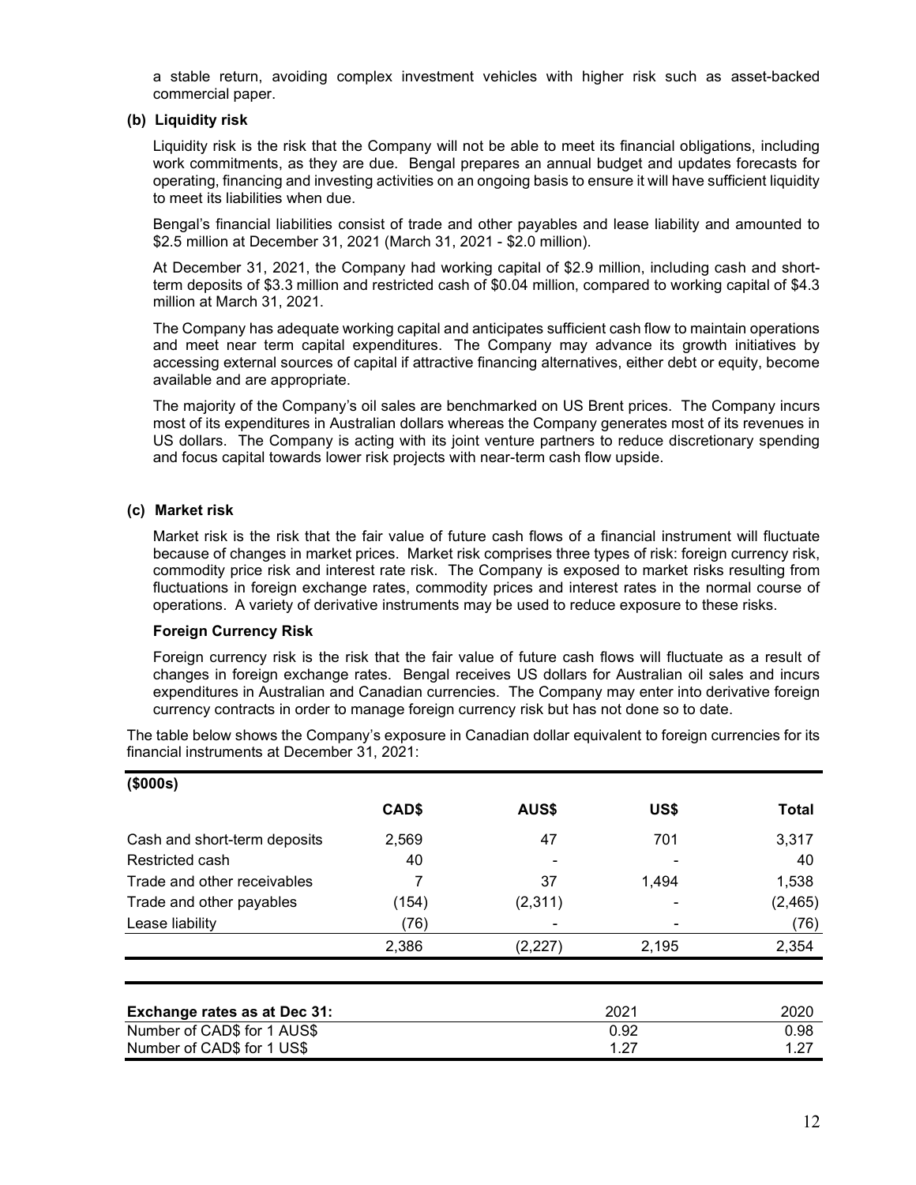a stable return, avoiding complex investment vehicles with higher risk such as asset-backed commercial paper.

**(b) Liquidity risk**

Liquidity risk is the risk that the Company will not be able to meet its financial obligations, including work commitments, as they are due. Bengal prepares an annual budget and updates forecasts for operating, financing and investing activities on an ongoing basis to ensure it will have sufficient liquidity to meet its liabilities when due.

Bengal's financial liabilities consist of trade and other payables and lease liability and amounted to $2.5 million at December 31, 2021 (March 31, 2021 - $2.0 million).

At December 31, 2021, the Company had working capital of $2.9 million, including cash and short-term deposits of $3.3 million and restricted cash of $0.04 million, compared to working capital of $4.3 million at March 31, 2021.

The Company has adequate working capital and anticipates sufficient cash flow to maintain operations and meet near term capital expenditures. The Company may advance its growth initiatives by accessing external sources of capital if attractive financing alternatives, either debt or equity, become available and are appropriate.

The majority of the Company's oil sales are benchmarked on US Brent prices. The Company incurs most of its expenditures in Australian dollars whereas the Company generates most of its revenues in US dollars. The Company is acting with its joint venture partners to reduce discretionary spending and focus capital towards lower risk projects with near-term cash flow upside.

**(c) Market risk**

Market risk is the risk that the fair value of future cash flows of a financial instrument will fluctuate because of changes in market prices. Market risk comprises three types of risk: foreign currency risk, commodity price risk and interest rate risk. The Company is exposed to market risks resulting from fluctuations in foreign exchange rates, commodity prices and interest rates in the normal course of operations. A variety of derivative instruments may be used to reduce exposure to these risks.

**Foreign Currency Risk**

Foreign currency risk is the risk that the fair value of future cash flows will fluctuate as a result of changes in foreign exchange rates. Bengal receives US dollars for Australian oil sales and incurs expenditures in Australian and Canadian currencies. The Company may enter into derivative foreign currency contracts in order to manage foreign currency risk but has not done so to date.

The table below shows the Company's exposure in Canadian dollar equivalent to foreign currencies for its financial instruments at December 31, 2021:

| ($000s) | CAD$ | AUS$ | US$ | Total |
|---|---|---|---|---|
| Cash and short-term deposits | 2,569 | 47 | 701 | 3,317 |
| Restricted cash | 40 | - | - | 40 |
| Trade and other receivables | 7 | 37 | 1,494 | 1,538 |
| Trade and other payables | (154) | (2,311) | - | (2,465) |
| Lease liability | (76) | - | - | (76) |
| | 2,386 | (2,227) | 2,195 | 2,354 |

| Exchange rates as at Dec 31: | 2021 | 2020 |
|---|---|---|
| Number of CAD$ for 1 AUS$ | 0.92 | 0.98 |
| Number of CAD$ for 1 US$ | 1.27 | 1.27 |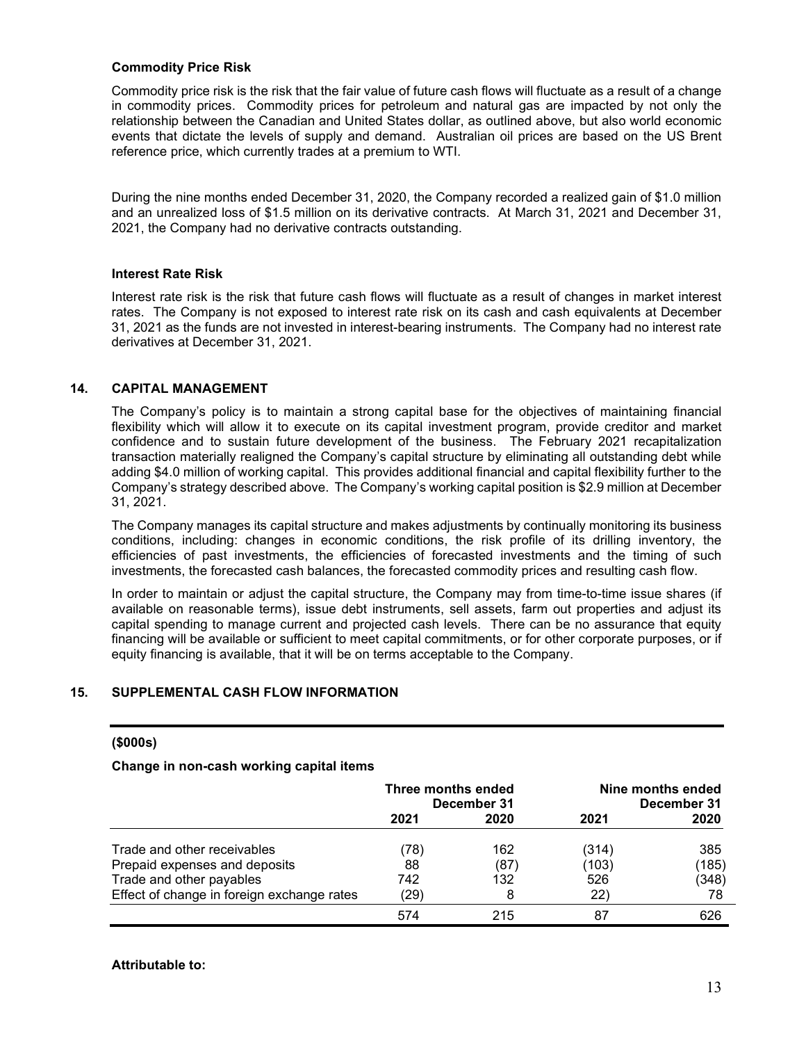**Commodity Price Risk**

Commodity price risk is the risk that the fair value of future cash flows will fluctuate as a result of a change in commodity prices. Commodity prices for petroleum and natural gas are impacted by not only the relationship between the Canadian and United States dollar, as outlined above, but also world economic events that dictate the levels of supply and demand. Australian oil prices are based on the US Brent reference price, which currently trades at a premium to WTI.

During the nine months ended December 31, 2020, the Company recorded a realized gain of $1.0 million and an unrealized loss of $1.5 million on its derivative contracts. At March 31, 2021 and December 31, 2021, the Company had no derivative contracts outstanding.

**Interest Rate Risk**

Interest rate risk is the risk that future cash flows will fluctuate as a result of changes in market interest rates. The Company is not exposed to interest rate risk on its cash and cash equivalents at December 31, 2021 as the funds are not invested in interest-bearing instruments. The Company had no interest rate derivatives at December 31, 2021.

## 14. CAPITAL MANAGEMENT

The Company's policy is to maintain a strong capital base for the objectives of maintaining financial flexibility which will allow it to execute on its capital investment program, provide creditor and market confidence and to sustain future development of the business. The February 2021 recapitalization transaction materially realigned the Company's capital structure by eliminating all outstanding debt while adding $4.0 million of working capital. This provides additional financial and capital flexibility further to the Company's strategy described above. The Company's working capital position is $2.9 million at December 31, 2021.

The Company manages its capital structure and makes adjustments by continually monitoring its business conditions, including: changes in economic conditions, the risk profile of its drilling inventory, the efficiencies of past investments, the efficiencies of forecasted investments and the timing of such investments, the forecasted cash balances, the forecasted commodity prices and resulting cash flow.

In order to maintain or adjust the capital structure, the Company may from time-to-time issue shares (if available on reasonable terms), issue debt instruments, sell assets, farm out properties and adjust its capital spending to manage current and projected cash levels. There can be no assurance that equity financing will be available or sufficient to meet capital commitments, or for other corporate purposes, or if equity financing is available, that it will be on terms acceptable to the Company.

## 15. SUPPLEMENTAL CASH FLOW INFORMATION

**($000s)**

**Change in non-cash working capital items**

| | Three months ended December 31 | | Nine months ended December 31 | |
|---|---|---|---|---|
| | 2021 | 2020 | 2021 | 2020 |
| Trade and other receivables | (78) | 162 | (314) | 385 |
| Prepaid expenses and deposits | 88 | (87) | (103) | (185) |
| Trade and other payables | 742 | 132 | 526 | (348) |
| Effect of change in foreign exchange rates | (29) | 8 | 22) | 78 |
| | 574 | 215 | 87 | 626 |

**Attributable to:**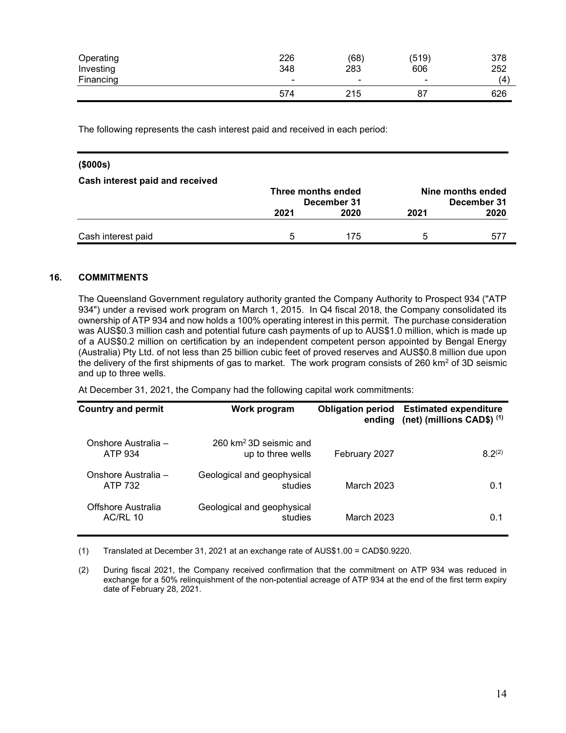| | | | | |
|---|---|---|---|---|
| Operating | 226 | (68) | (519) | 378 |
| Investing | 348 | 283 | 606 | 252 |
| Financing | - | - | - | (4) |
| | 574 | 215 | 87 | 626 |

The following represents the cash interest paid and received in each period:

| **($000s)** | | | | |
|---|---|---|---|---|
| **Cash interest paid and received** | **Three months ended December 31** | | **Nine months ended December 31** | |
| | **2021** | **2020** | **2021** | **2020** |
| Cash interest paid | 5 | 175 | 5 | 577 |

## 16. COMMITMENTS

The Queensland Government regulatory authority granted the Company Authority to Prospect 934 ("ATP 934") under a revised work program on March 1, 2015. In Q4 fiscal 2018, the Company consolidated its ownership of ATP 934 and now holds a 100% operating interest in this permit. The purchase consideration was AUS$0.3 million cash and potential future cash payments of up to AUS$1.0 million, which is made up of a AUS$0.2 million on certification by an independent competent person appointed by Bengal Energy (Australia) Pty Ltd. of not less than 25 billion cubic feet of proved reserves and AUS$0.8 million due upon the delivery of the first shipments of gas to market. The work program consists of 260 km$^2$ of 3D seismic and up to three wells.

At December 31, 2021, the Company had the following capital work commitments:

| **Country and permit** | **Work program** | **Obligation period ending** | **Estimated expenditure (net) (millions CAD$) (1)** |
|---|---|---|---|
| Onshore Australia – ATP 934 | 260 km$^2$ 3D seismic and up to three wells | February 2027 | 8.2(2) |
| Onshore Australia – ATP 732 | Geological and geophysical studies | March 2023 | 0.1 |
| Offshore Australia AC/RL 10 | Geological and geophysical studies | March 2023 | 0.1 |

(1) Translated at December 31, 2021 at an exchange rate of AUS$1.00 = CAD$0.9220.

(2) During fiscal 2021, the Company received confirmation that the commitment on ATP 934 was reduced in exchange for a 50% relinquishment of the non-potential acreage of ATP 934 at the end of the first term expiry date of February 28, 2021.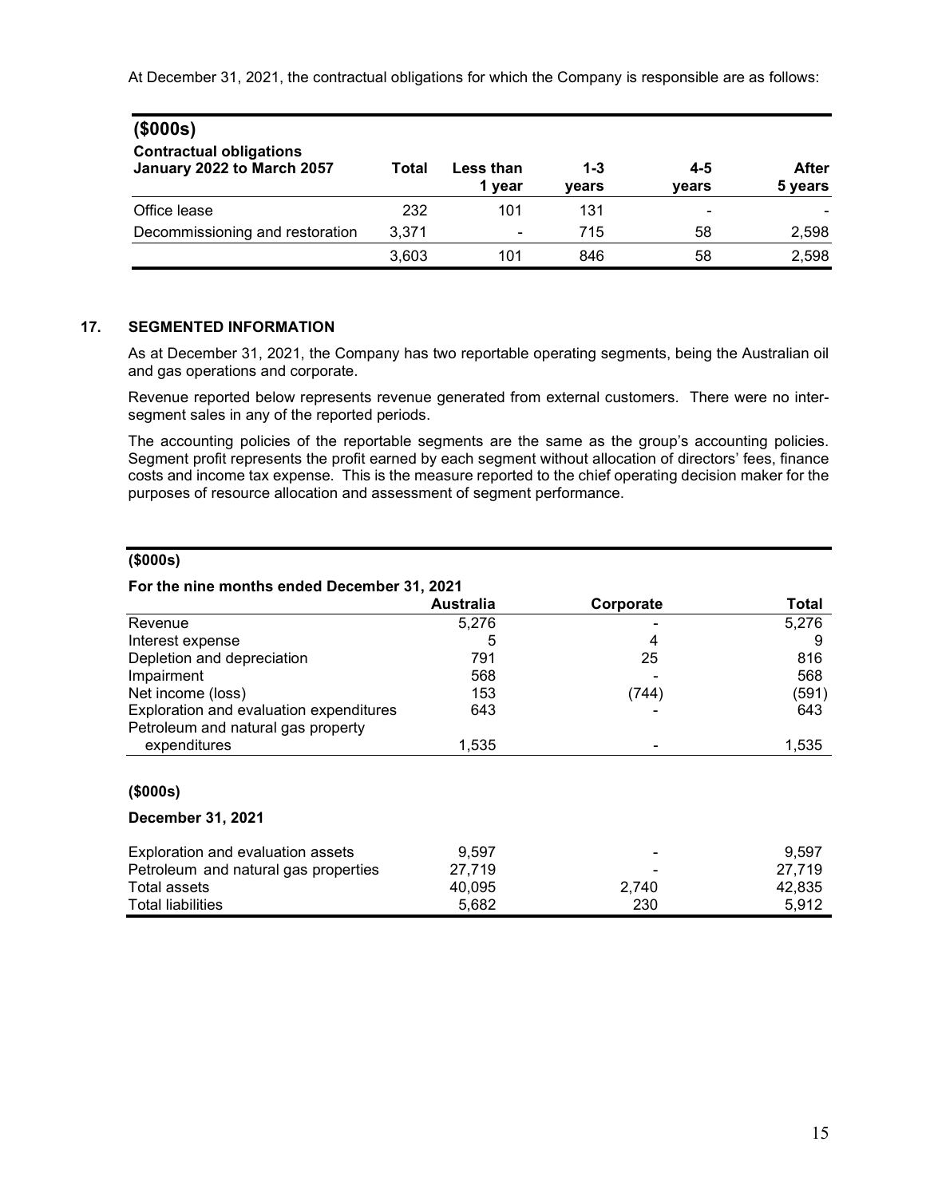At December 31, 2021, the contractual obligations for which the Company is responsible are as follows:

| ($000s) Contractual obligations January 2022 to March 2057 | Total | Less than 1 year | 1-3 years | 4-5 years | After 5 years |
|---|---|---|---|---|---|
| Office lease | 232 | 101 | 131 | - | - |
| Decommissioning and restoration | 3,371 | - | 715 | 58 | 2,598 |
| | 3,603 | 101 | 846 | 58 | 2,598 |

## 17. SEGMENTED INFORMATION

As at December 31, 2021, the Company has two reportable operating segments, being the Australian oil and gas operations and corporate.

Revenue reported below represents revenue generated from external customers. There were no inter-segment sales in any of the reported periods.

The accounting policies of the reportable segments are the same as the group's accounting policies. Segment profit represents the profit earned by each segment without allocation of directors' fees, finance costs and income tax expense. This is the measure reported to the chief operating decision maker for the purposes of resource allocation and assessment of segment performance.

| ($000s) For the nine months ended December 31, 2021 | Australia | Corporate | Total |
|---|---|---|---|
| Revenue | 5,276 | - | 5,276 |
| Interest expense | 5 | 4 | 9 |
| Depletion and depreciation | 791 | 25 | 816 |
| Impairment | 568 | - | 568 |
| Net income (loss) | 153 | (744) | (591) |
| Exploration and evaluation expenditures | 643 | - | 643 |
| Petroleum and natural gas property expenditures | 1,535 | - | 1,535 |
| **($000s)** | | | |
| **December 31, 2021** | | | |
| Exploration and evaluation assets | 9,597 | - | 9,597 |
| Petroleum and natural gas properties | 27,719 | - | 27,719 |
| Total assets | 40,095 | 2,740 | 42,835 |
| Total liabilities | 5,682 | 230 | 5,912 |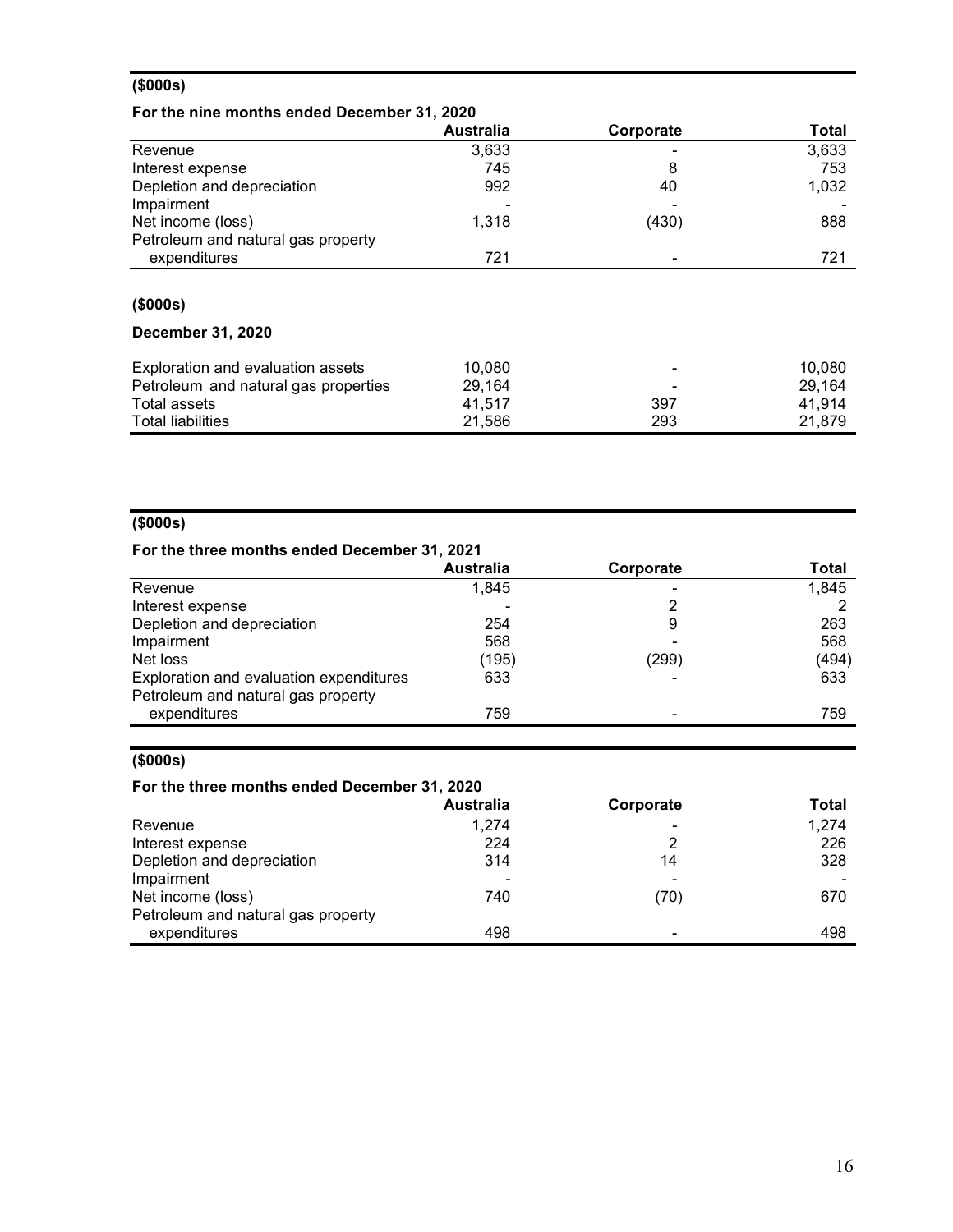**($000s)**

**For the nine months ended December 31, 2020**

| | Australia | Corporate | Total |
|---|---|---|---|
| Revenue | 3,633 | - | 3,633 |
| Interest expense | 745 | 8 | 753 |
| Depletion and depreciation | 992 | 40 | 1,032 |
| Impairment | - | - | - |
| Net income (loss) | 1,318 | (430) | 888 |
| Petroleum and natural gas property expenditures | 721 | - | 721 |

**($000s)**

**December 31, 2020**

| | Australia | Corporate | Total |
|---|---|---|---|
| Exploration and evaluation assets | 10,080 | - | 10,080 |
| Petroleum and natural gas properties | 29,164 | - | 29,164 |
| Total assets | 41,517 | 397 | 41,914 |
| Total liabilities | 21,586 | 293 | 21,879 |

**($000s)**

**For the three months ended December 31, 2021**

| | Australia | Corporate | Total |
|---|---|---|---|
| Revenue | 1,845 | - | 1,845 |
| Interest expense | - | 2 | 2 |
| Depletion and depreciation | 254 | 9 | 263 |
| Impairment | 568 | - | 568 |
| Net loss | (195) | (299) | (494) |
| Exploration and evaluation expenditures | 633 | - | 633 |
| Petroleum and natural gas property expenditures | 759 | - | 759 |

**($000s)**

**For the three months ended December 31, 2020**

| | Australia | Corporate | Total |
|---|---|---|---|
| Revenue | 1,274 | - | 1,274 |
| Interest expense | 224 | 2 | 226 |
| Depletion and depreciation | 314 | 14 | 328 |
| Impairment | - | - | - |
| Net income (loss) | 740 | (70) | 670 |
| Petroleum and natural gas property expenditures | 498 | - | 498 |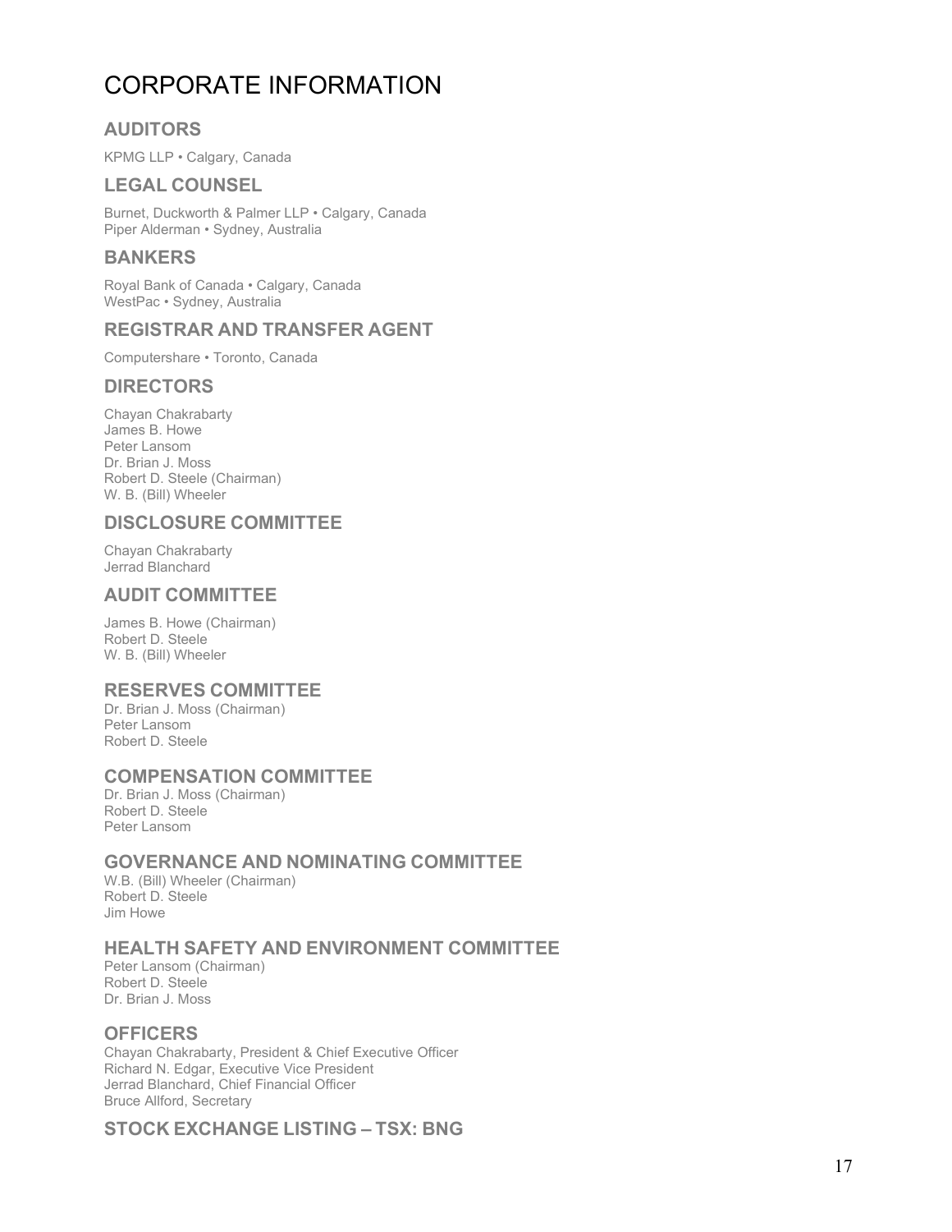# CORPORATE INFORMATION

## AUDITORS

KPMG LLP • Calgary, Canada

## LEGAL COUNSEL

Burnet, Duckworth & Palmer LLP • Calgary, Canada
Piper Alderman • Sydney, Australia

## BANKERS

Royal Bank of Canada • Calgary, Canada
WestPac • Sydney, Australia

## REGISTRAR AND TRANSFER AGENT

Computershare • Toronto, Canada

## DIRECTORS

Chayan Chakrabarty
James B. Howe
Peter Lansom
Dr. Brian J. Moss
Robert D. Steele (Chairman)
W. B. (Bill) Wheeler

## DISCLOSURE COMMITTEE

Chayan Chakrabarty
Jerrad Blanchard

## AUDIT COMMITTEE

James B. Howe (Chairman)
Robert D. Steele
W. B. (Bill) Wheeler

## RESERVES COMMITTEE

Dr. Brian J. Moss (Chairman)
Peter Lansom
Robert D. Steele

## COMPENSATION COMMITTEE

Dr. Brian J. Moss (Chairman)
Robert D. Steele
Peter Lansom

## GOVERNANCE AND NOMINATING COMMITTEE

W.B. (Bill) Wheeler (Chairman)
Robert D. Steele
Jim Howe

## HEALTH SAFETY AND ENVIRONMENT COMMITTEE

Peter Lansom (Chairman)
Robert D. Steele
Dr. Brian J. Moss

## OFFICERS

Chayan Chakrabarty, President & Chief Executive Officer
Richard N. Edgar, Executive Vice President
Jerrad Blanchard, Chief Financial Officer
Bruce Allford, Secretary

## STOCK EXCHANGE LISTING – TSX: BNG